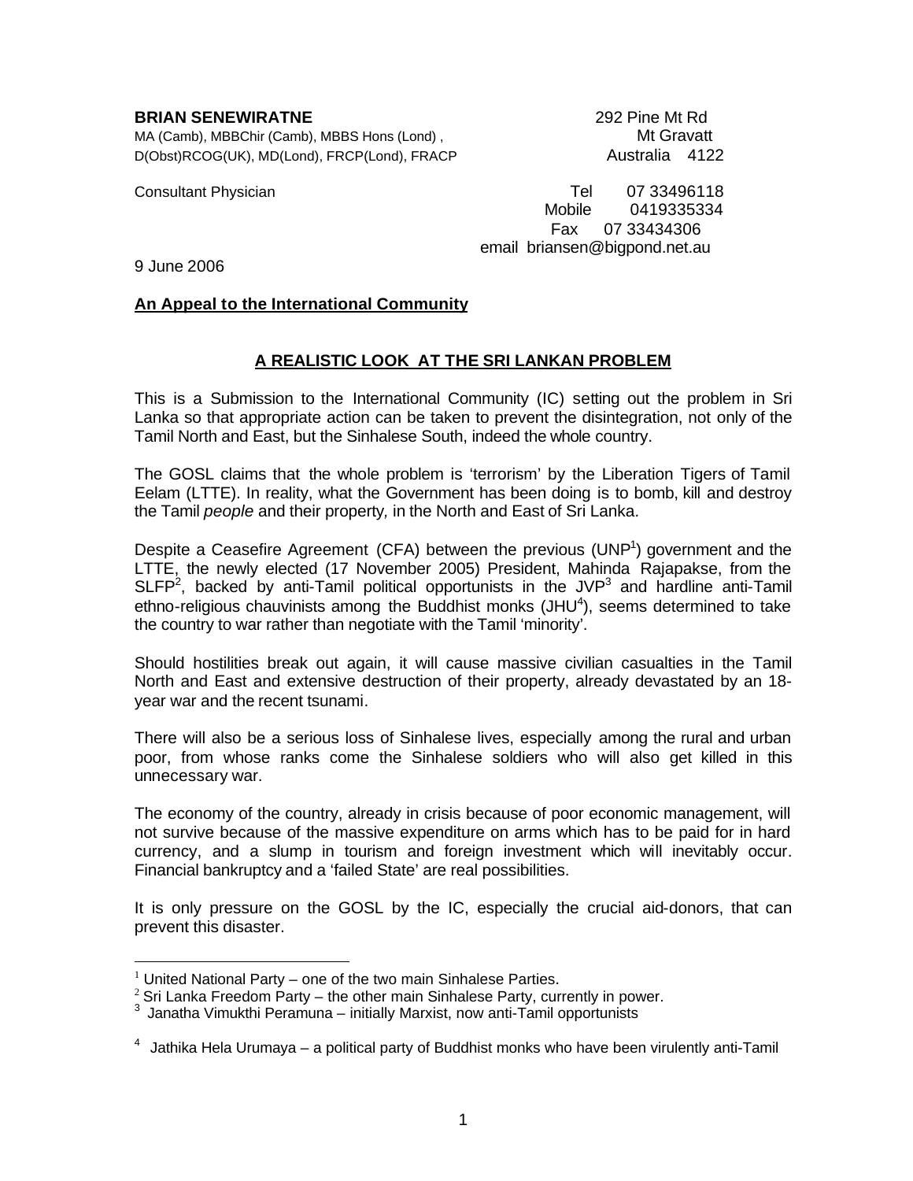**BRIAN SENEWIRATNE**
MA (Camb), MBBChir (Camb), MBBS Hons (Lond) ,
D(Obst)RCOG(UK), MD(Lond), FRCP(Lond), FRACP

292 Pine Mt Rd
Mt Gravatt
Australia 4122

Consultant Physician

Tel 07 33496118
Mobile 0419335334
Fax 07 33434306
email briansen@bigpond.net.au

9 June 2006

**An Appeal to the International Community**

## A REALISTIC LOOK AT THE SRI LANKAN PROBLEM

This is a Submission to the International Community (IC) setting out the problem in Sri Lanka so that appropriate action can be taken to prevent the disintegration, not only of the Tamil North and East, but the Sinhalese South, indeed the whole country.

The GOSL claims that the whole problem is 'terrorism' by the Liberation Tigers of Tamil Eelam (LTTE). In reality, what the Government has been doing is to bomb, kill and destroy the Tamil *people* and their property*,* in the North and East of Sri Lanka.

Despite a Ceasefire Agreement (CFA) between the previous (UNP[1]) government and the LTTE, the newly elected (17 November 2005) President, Mahinda Rajapakse, from the SLFP[2], backed by anti-Tamil political opportunists in the JVP[3] and hardline anti-Tamil ethno-religious chauvinists among the Buddhist monks (JHU[4]), seems determined to take the country to war rather than negotiate with the Tamil 'minority'.

Should hostilities break out again, it will cause massive civilian casualties in the Tamil North and East and extensive destruction of their property, already devastated by an 18-year war and the recent tsunami.

There will also be a serious loss of Sinhalese lives, especially among the rural and urban poor, from whose ranks come the Sinhalese soldiers who will also get killed in this unnecessary war.

The economy of the country, already in crisis because of poor economic management, will not survive because of the massive expenditure on arms which has to be paid for in hard currency, and a slump in tourism and foreign investment which will inevitably occur. Financial bankruptcy and a 'failed State' are real possibilities.

It is only pressure on the GOSL by the IC, especially the crucial aid-donors, that can prevent this disaster.

---

[1] United National Party – one of the two main Sinhalese Parties.
[2] Sri Lanka Freedom Party – the other main Sinhalese Party, currently in power.
[3] Janatha Vimukthi Peramuna – initially Marxist, now anti-Tamil opportunists
[4] Jathika Hela Urumaya – a political party of Buddhist monks who have been virulently anti-Tamil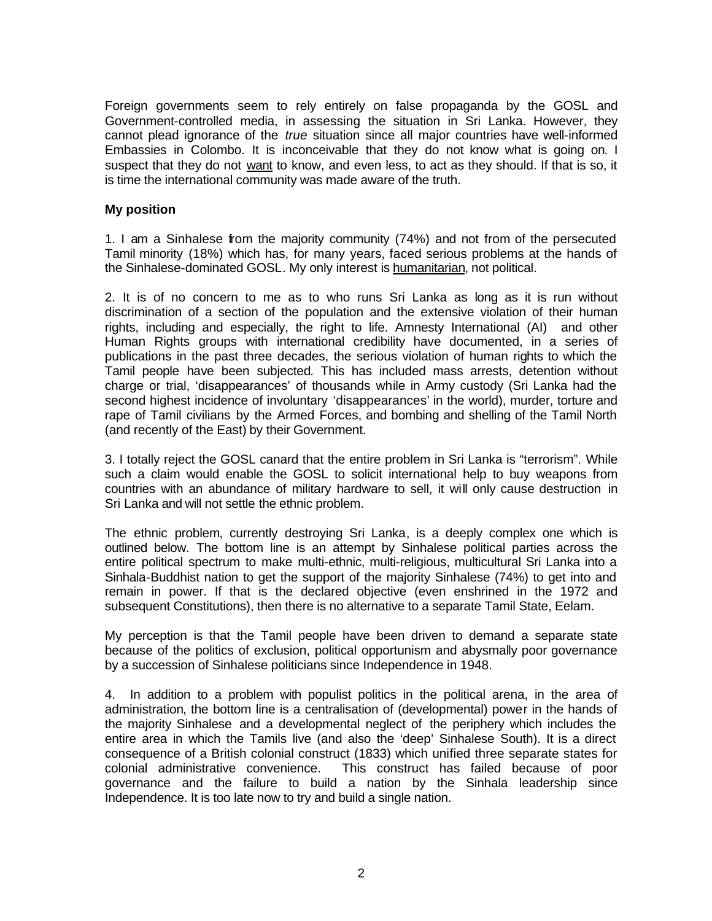Foreign governments seem to rely entirely on false propaganda by the GOSL and Government-controlled media, in assessing the situation in Sri Lanka. However, they cannot plead ignorance of the *true* situation since all major countries have well-informed Embassies in Colombo. It is inconceivable that they do not know what is going on. I suspect that they do not want to know, and even less, to act as they should. If that is so, it is time the international community was made aware of the truth.

**My position**

1. I am a Sinhalese from the majority community (74%) and not from of the persecuted Tamil minority (18%) which has, for many years, faced serious problems at the hands of the Sinhalese-dominated GOSL. My only interest is humanitarian, not political.

2. It is of no concern to me as to who runs Sri Lanka as long as it is run without discrimination of a section of the population and the extensive violation of their human rights, including and especially, the right to life. Amnesty International (AI) and other Human Rights groups with international credibility have documented, in a series of publications in the past three decades, the serious violation of human rights to which the Tamil people have been subjected. This has included mass arrests, detention without charge or trial, 'disappearances' of thousands while in Army custody (Sri Lanka had the second highest incidence of involuntary 'disappearances' in the world), murder, torture and rape of Tamil civilians by the Armed Forces, and bombing and shelling of the Tamil North (and recently of the East) by their Government.

3. I totally reject the GOSL canard that the entire problem in Sri Lanka is "terrorism". While such a claim would enable the GOSL to solicit international help to buy weapons from countries with an abundance of military hardware to sell, it will only cause destruction in Sri Lanka and will not settle the ethnic problem.

The ethnic problem, currently destroying Sri Lanka, is a deeply complex one which is outlined below. The bottom line is an attempt by Sinhalese political parties across the entire political spectrum to make multi-ethnic, multi-religious, multicultural Sri Lanka into a Sinhala-Buddhist nation to get the support of the majority Sinhalese (74%) to get into and remain in power. If that is the declared objective (even enshrined in the 1972 and subsequent Constitutions), then there is no alternative to a separate Tamil State, Eelam.

My perception is that the Tamil people have been driven to demand a separate state because of the politics of exclusion, political opportunism and abysmally poor governance by a succession of Sinhalese politicians since Independence in 1948.

4. In addition to a problem with populist politics in the political arena, in the area of administration, the bottom line is a centralisation of (developmental) power in the hands of the majority Sinhalese and a developmental neglect of the periphery which includes the entire area in which the Tamils live (and also the 'deep' Sinhalese South). It is a direct consequence of a British colonial construct (1833) which unified three separate states for colonial administrative convenience. This construct has failed because of poor governance and the failure to build a nation by the Sinhala leadership since Independence. It is too late now to try and build a single nation.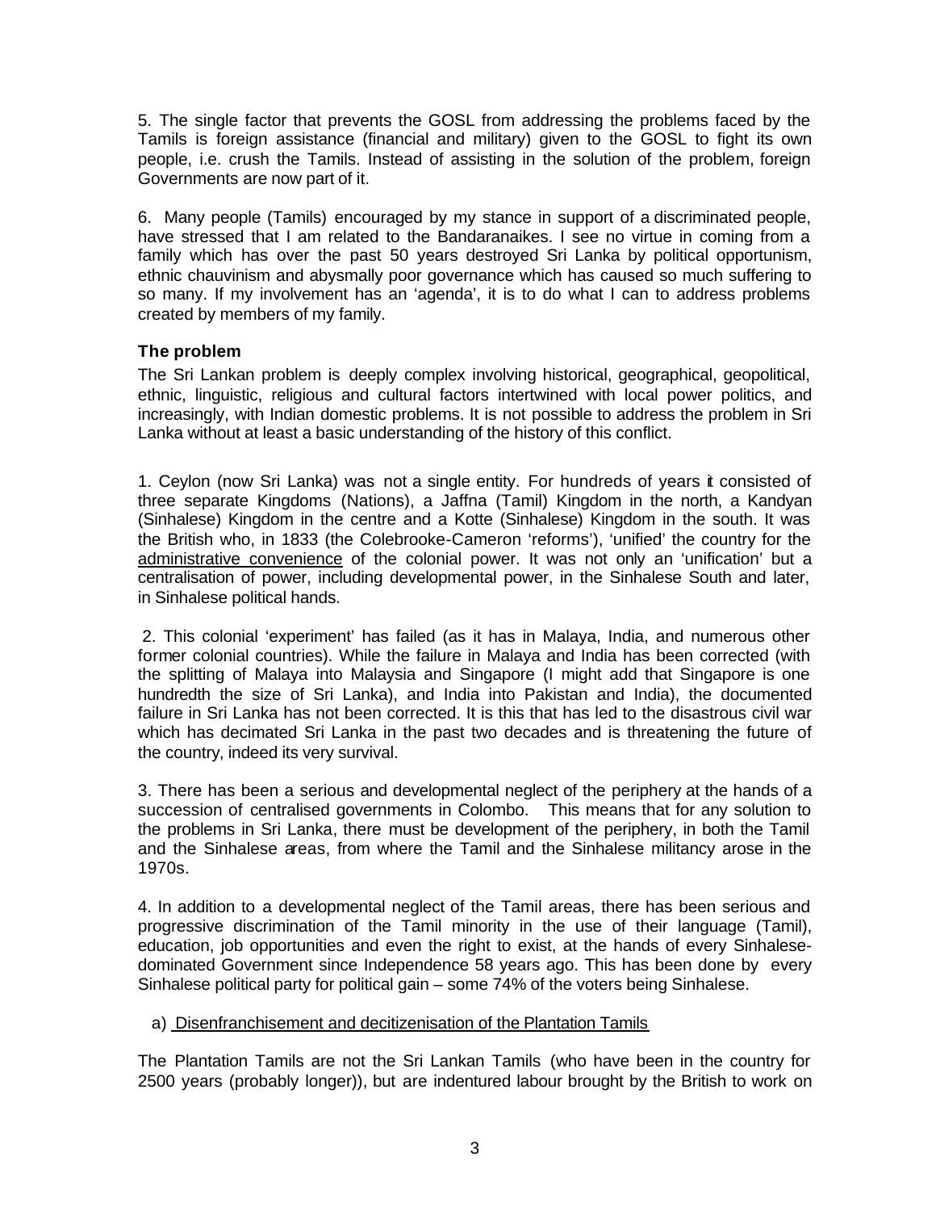5. The single factor that prevents the GOSL from addressing the problems faced by the Tamils is foreign assistance (financial and military) given to the GOSL to fight its own people, i.e. crush the Tamils. Instead of assisting in the solution of the problem, foreign Governments are now part of it.

6. Many people (Tamils) encouraged by my stance in support of a discriminated people, have stressed that I am related to the Bandaranaikes. I see no virtue in coming from a family which has over the past 50 years destroyed Sri Lanka by political opportunism, ethnic chauvinism and abysmally poor governance which has caused so much suffering to so many. If my involvement has an 'agenda', it is to do what I can to address problems created by members of my family.

### The problem

The Sri Lankan problem is deeply complex involving historical, geographical, geopolitical, ethnic, linguistic, religious and cultural factors intertwined with local power politics, and increasingly, with Indian domestic problems. It is not possible to address the problem in Sri Lanka without at least a basic understanding of the history of this conflict.

1. Ceylon (now Sri Lanka) was not a single entity. For hundreds of years it consisted of three separate Kingdoms (Nations), a Jaffna (Tamil) Kingdom in the north, a Kandyan (Sinhalese) Kingdom in the centre and a Kotte (Sinhalese) Kingdom in the south. It was the British who, in 1833 (the Colebrooke-Cameron 'reforms'), 'unified' the country for the <u>administrative convenience</u> of the colonial power. It was not only an 'unification' but a centralisation of power, including developmental power, in the Sinhalese South and later, in Sinhalese political hands.

2. This colonial 'experiment' has failed (as it has in Malaya, India, and numerous other former colonial countries). While the failure in Malaya and India has been corrected (with the splitting of Malaya into Malaysia and Singapore (I might add that Singapore is one hundredth the size of Sri Lanka), and India into Pakistan and India), the documented failure in Sri Lanka has not been corrected. It is this that has led to the disastrous civil war which has decimated Sri Lanka in the past two decades and is threatening the future of the country, indeed its very survival.

3. There has been a serious and developmental neglect of the periphery at the hands of a succession of centralised governments in Colombo. This means that for any solution to the problems in Sri Lanka, there must be development of the periphery, in both the Tamil and the Sinhalese areas, from where the Tamil and the Sinhalese militancy arose in the 1970s.

4. In addition to a developmental neglect of the Tamil areas, there has been serious and progressive discrimination of the Tamil minority in the use of their language (Tamil), education, job opportunities and even the right to exist, at the hands of every Sinhalese-dominated Government since Independence 58 years ago. This has been done by every Sinhalese political party for political gain – some 74% of the voters being Sinhalese.

a) <u>Disenfranchisement and decitizenisation of the Plantation Tamils</u>

The Plantation Tamils are not the Sri Lankan Tamils (who have been in the country for 2500 years (probably longer)), but are indentured labour brought by the British to work on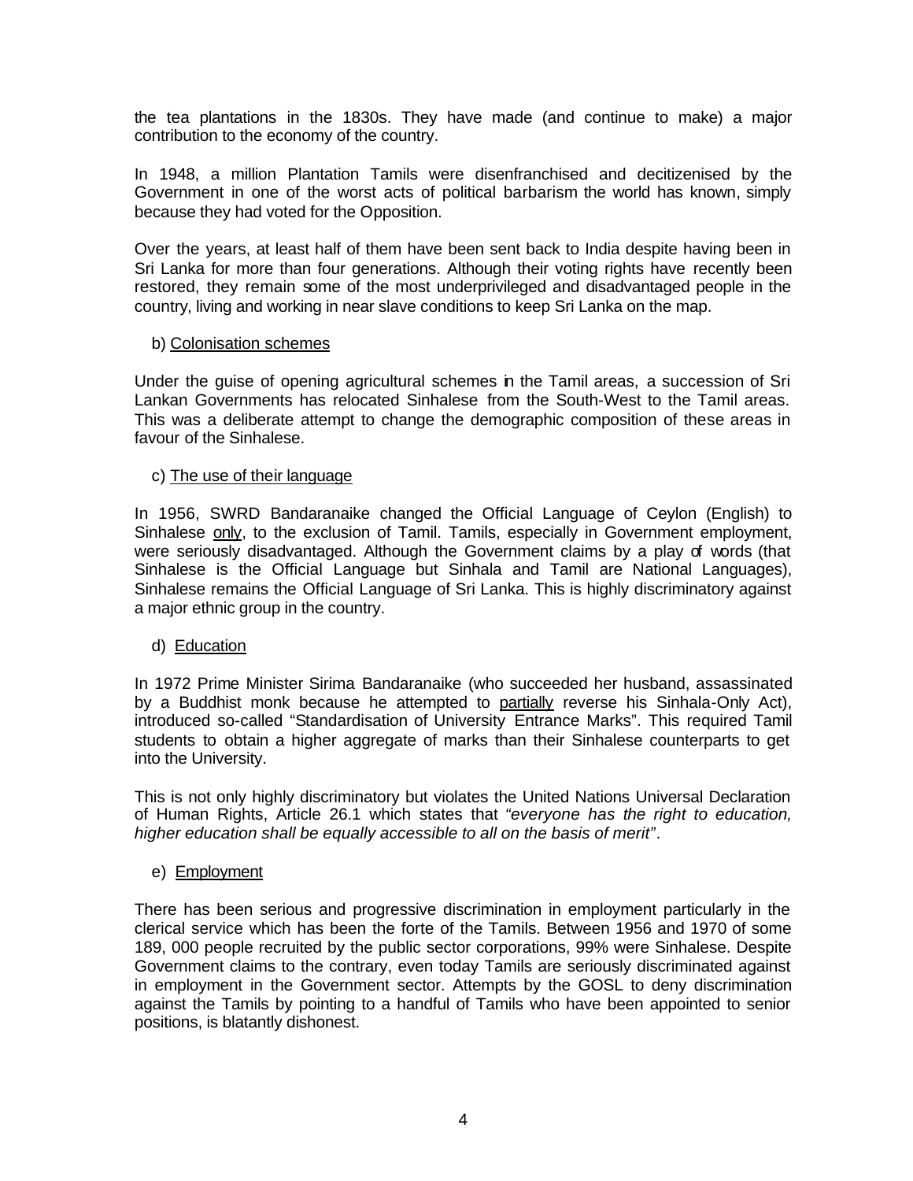the tea plantations in the 1830s. They have made (and continue to make) a major contribution to the economy of the country.

In 1948, a million Plantation Tamils were disenfranchised and decitizenised by the Government in one of the worst acts of political barbarism the world has known, simply because they had voted for the Opposition.

Over the years, at least half of them have been sent back to India despite having been in Sri Lanka for more than four generations. Although their voting rights have recently been restored, they remain some of the most underprivileged and disadvantaged people in the country, living and working in near slave conditions to keep Sri Lanka on the map.

b) <u>Colonisation schemes</u>

Under the guise of opening agricultural schemes in the Tamil areas, a succession of Sri Lankan Governments has relocated Sinhalese from the South-West to the Tamil areas. This was a deliberate attempt to change the demographic composition of these areas in favour of the Sinhalese.

c) <u>The use of their language</u>

In 1956, SWRD Bandaranaike changed the Official Language of Ceylon (English) to Sinhalese <u>only</u>, to the exclusion of Tamil. Tamils, especially in Government employment, were seriously disadvantaged. Although the Government claims by a play of words (that Sinhalese is the Official Language but Sinhala and Tamil are National Languages), Sinhalese remains the Official Language of Sri Lanka. This is highly discriminatory against a major ethnic group in the country.

d) <u>Education</u>

In 1972 Prime Minister Sirima Bandaranaike (who succeeded her husband, assassinated by a Buddhist monk because he attempted to <u>partially</u> reverse his Sinhala-Only Act), introduced so-called "Standardisation of University Entrance Marks". This required Tamil students to obtain a higher aggregate of marks than their Sinhalese counterparts to get into the University.

This is not only highly discriminatory but violates the United Nations Universal Declaration of Human Rights, Article 26.1 which states that *"everyone has the right to education, higher education shall be equally accessible to all on the basis of merit"*.

e) <u>Employment</u>

There has been serious and progressive discrimination in employment particularly in the clerical service which has been the forte of the Tamils. Between 1956 and 1970 of some 189, 000 people recruited by the public sector corporations, 99% were Sinhalese. Despite Government claims to the contrary, even today Tamils are seriously discriminated against in employment in the Government sector. Attempts by the GOSL to deny discrimination against the Tamils by pointing to a handful of Tamils who have been appointed to senior positions, is blatantly dishonest.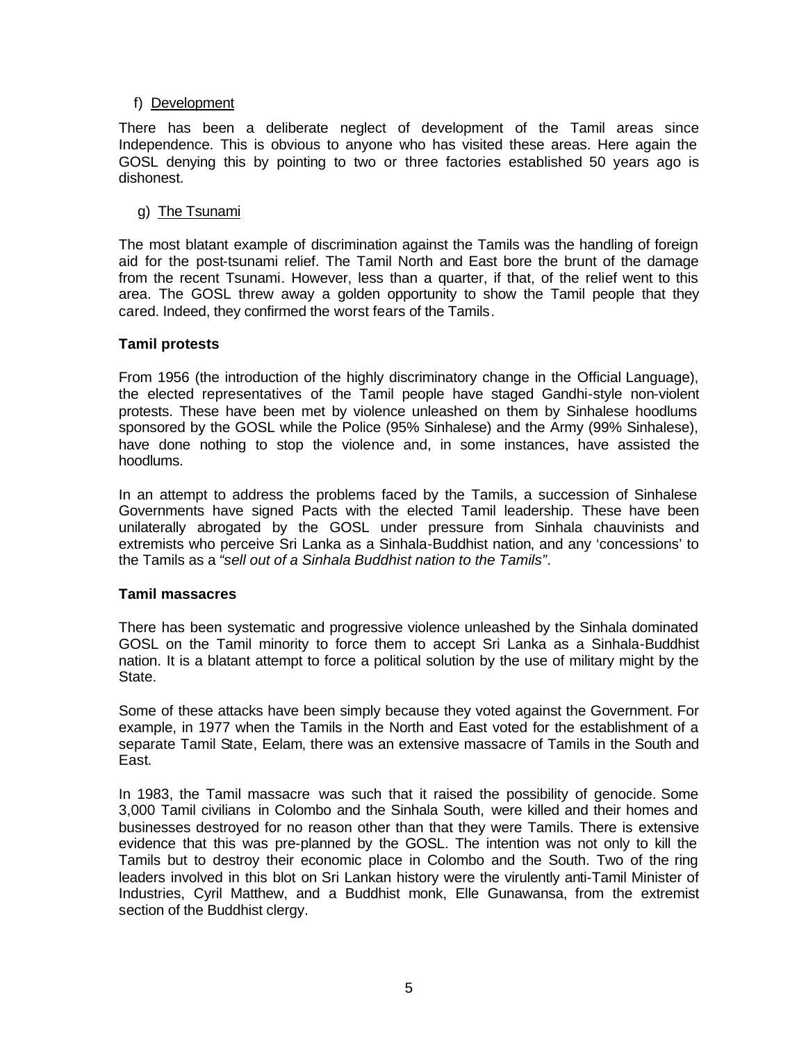f) <u>Development</u>

There has been a deliberate neglect of development of the Tamil areas since Independence. This is obvious to anyone who has visited these areas. Here again the GOSL denying this by pointing to two or three factories established 50 years ago is dishonest.

g) <u>The Tsunami</u>

The most blatant example of discrimination against the Tamils was the handling of foreign aid for the post-tsunami relief. The Tamil North and East bore the brunt of the damage from the recent Tsunami. However, less than a quarter, if that, of the relief went to this area. The GOSL threw away a golden opportunity to show the Tamil people that they cared. Indeed, they confirmed the worst fears of the Tamils.

**Tamil protests**

From 1956 (the introduction of the highly discriminatory change in the Official Language), the elected representatives of the Tamil people have staged Gandhi-style non-violent protests. These have been met by violence unleashed on them by Sinhalese hoodlums sponsored by the GOSL while the Police (95% Sinhalese) and the Army (99% Sinhalese), have done nothing to stop the violence and, in some instances, have assisted the hoodlums.

In an attempt to address the problems faced by the Tamils, a succession of Sinhalese Governments have signed Pacts with the elected Tamil leadership. These have been unilaterally abrogated by the GOSL under pressure from Sinhala chauvinists and extremists who perceive Sri Lanka as a Sinhala-Buddhist nation, and any 'concessions' to the Tamils as a *"sell out of a Sinhala Buddhist nation to the Tamils"*.

**Tamil massacres**

There has been systematic and progressive violence unleashed by the Sinhala dominated GOSL on the Tamil minority to force them to accept Sri Lanka as a Sinhala-Buddhist nation. It is a blatant attempt to force a political solution by the use of military might by the State.

Some of these attacks have been simply because they voted against the Government. For example, in 1977 when the Tamils in the North and East voted for the establishment of a separate Tamil State, Eelam, there was an extensive massacre of Tamils in the South and East.

In 1983, the Tamil massacre was such that it raised the possibility of genocide. Some 3,000 Tamil civilians in Colombo and the Sinhala South, were killed and their homes and businesses destroyed for no reason other than that they were Tamils. There is extensive evidence that this was pre-planned by the GOSL. The intention was not only to kill the Tamils but to destroy their economic place in Colombo and the South. Two of the ring leaders involved in this blot on Sri Lankan history were the virulently anti-Tamil Minister of Industries, Cyril Matthew, and a Buddhist monk, Elle Gunawansa, from the extremist section of the Buddhist clergy.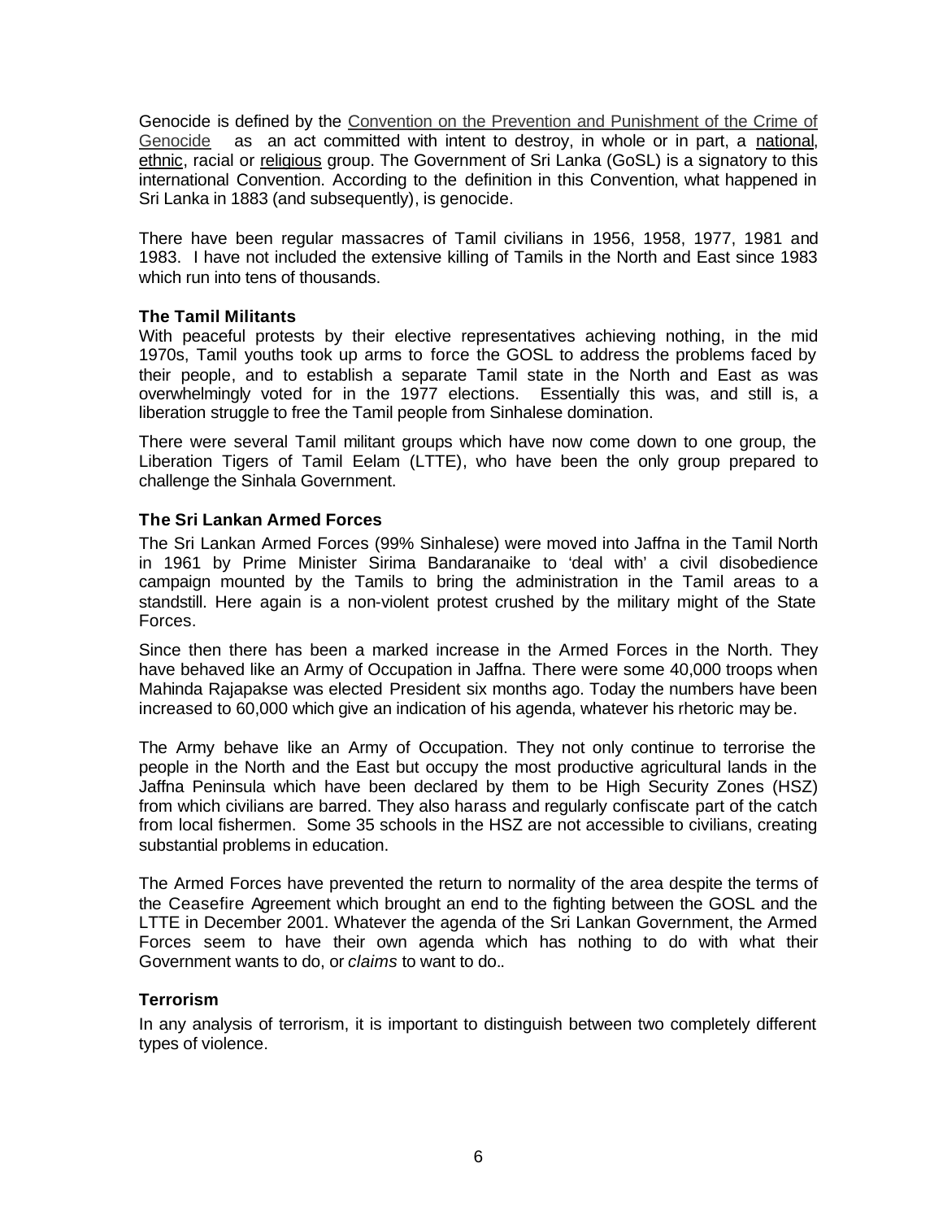Genocide is defined by the Convention on the Prevention and Punishment of the Crime of Genocide as an act committed with intent to destroy, in whole or in part, a national, ethnic, racial or religious group. The Government of Sri Lanka (GoSL) is a signatory to this international Convention. According to the definition in this Convention, what happened in Sri Lanka in 1883 (and subsequently), is genocide.

There have been regular massacres of Tamil civilians in 1956, 1958, 1977, 1981 and 1983. I have not included the extensive killing of Tamils in the North and East since 1983 which run into tens of thousands.

### The Tamil Militants

With peaceful protests by their elective representatives achieving nothing, in the mid 1970s, Tamil youths took up arms to force the GOSL to address the problems faced by their people, and to establish a separate Tamil state in the North and East as was overwhelmingly voted for in the 1977 elections. Essentially this was, and still is, a liberation struggle to free the Tamil people from Sinhalese domination.

There were several Tamil militant groups which have now come down to one group, the Liberation Tigers of Tamil Eelam (LTTE), who have been the only group prepared to challenge the Sinhala Government.

### The Sri Lankan Armed Forces

The Sri Lankan Armed Forces (99% Sinhalese) were moved into Jaffna in the Tamil North in 1961 by Prime Minister Sirima Bandaranaike to 'deal with' a civil disobedience campaign mounted by the Tamils to bring the administration in the Tamil areas to a standstill. Here again is a non-violent protest crushed by the military might of the State Forces.

Since then there has been a marked increase in the Armed Forces in the North. They have behaved like an Army of Occupation in Jaffna. There were some 40,000 troops when Mahinda Rajapakse was elected President six months ago. Today the numbers have been increased to 60,000 which give an indication of his agenda, whatever his rhetoric may be.

The Army behave like an Army of Occupation. They not only continue to terrorise the people in the North and the East but occupy the most productive agricultural lands in the Jaffna Peninsula which have been declared by them to be High Security Zones (HSZ) from which civilians are barred. They also harass and regularly confiscate part of the catch from local fishermen. Some 35 schools in the HSZ are not accessible to civilians, creating substantial problems in education.

The Armed Forces have prevented the return to normality of the area despite the terms of the Ceasefire Agreement which brought an end to the fighting between the GOSL and the LTTE in December 2001. Whatever the agenda of the Sri Lankan Government, the Armed Forces seem to have their own agenda which has nothing to do with what their Government wants to do, or *claims* to want to do..

### Terrorism

In any analysis of terrorism, it is important to distinguish between two completely different types of violence.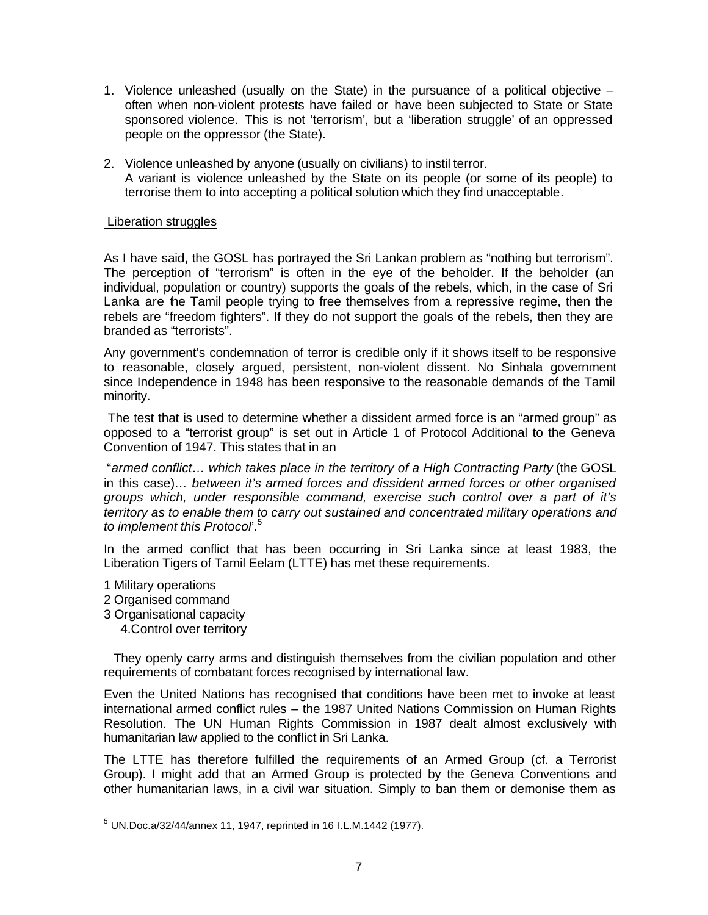1. Violence unleashed (usually on the State) in the pursuance of a political objective – often when non-violent protests have failed or have been subjected to State or State sponsored violence. This is not 'terrorism', but a 'liberation struggle' of an oppressed people on the oppressor (the State).

2. Violence unleashed by anyone (usually on civilians) to instil terror.
A variant is violence unleashed by the State on its people (or some of its people) to terrorise them to into accepting a political solution which they find unacceptable.

Liberation struggles

As I have said, the GOSL has portrayed the Sri Lankan problem as "nothing but terrorism". The perception of "terrorism" is often in the eye of the beholder. If the beholder (an individual, population or country) supports the goals of the rebels, which, in the case of Sri Lanka are the Tamil people trying to free themselves from a repressive regime, then the rebels are "freedom fighters". If they do not support the goals of the rebels, then they are branded as "terrorists".

Any government's condemnation of terror is credible only if it shows itself to be responsive to reasonable, closely argued, persistent, non-violent dissent. No Sinhala government since Independence in 1948 has been responsive to the reasonable demands of the Tamil minority.

The test that is used to determine whether a dissident armed force is an "armed group" as opposed to a "terrorist group" is set out in Article 1 of Protocol Additional to the Geneva Convention of 1947. This states that in an

"*armed conflict… which takes place in the territory of a High Contracting Party* (the GOSL in this case)*… between it's armed forces and dissident armed forces or other organised groups which, under responsible command, exercise such control over a part of it's territory as to enable them to carry out sustained and concentrated military operations and to implement this Protocol*'.[5]

In the armed conflict that has been occurring in Sri Lanka since at least 1983, the Liberation Tigers of Tamil Eelam (LTTE) has met these requirements.

1 Military operations
2 Organised command
3 Organisational capacity
4. Control over territory

They openly carry arms and distinguish themselves from the civilian population and other requirements of combatant forces recognised by international law.

Even the United Nations has recognised that conditions have been met to invoke at least international armed conflict rules – the 1987 United Nations Commission on Human Rights Resolution. The UN Human Rights Commission in 1987 dealt almost exclusively with humanitarian law applied to the conflict in Sri Lanka.

The LTTE has therefore fulfilled the requirements of an Armed Group (cf. a Terrorist Group). I might add that an Armed Group is protected by the Geneva Conventions and other humanitarian laws, in a civil war situation. Simply to ban them or demonise them as

---

[5] UN.Doc.a/32/44/annex 11, 1947, reprinted in 16 I.L.M.1442 (1977).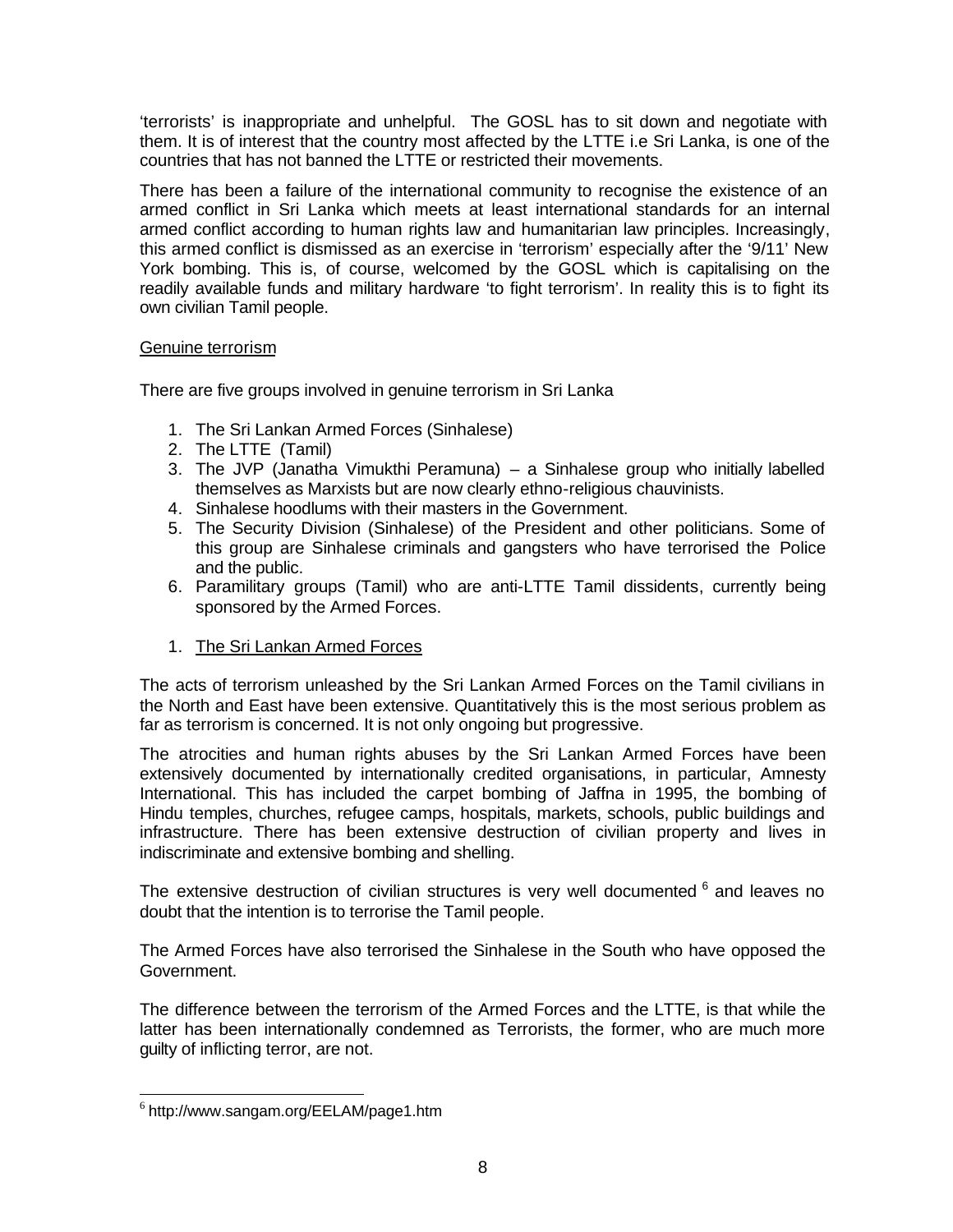'terrorists' is inappropriate and unhelpful. The GOSL has to sit down and negotiate with them. It is of interest that the country most affected by the LTTE i.e Sri Lanka, is one of the countries that has not banned the LTTE or restricted their movements.

There has been a failure of the international community to recognise the existence of an armed conflict in Sri Lanka which meets at least international standards for an internal armed conflict according to human rights law and humanitarian law principles. Increasingly, this armed conflict is dismissed as an exercise in 'terrorism' especially after the '9/11' New York bombing. This is, of course, welcomed by the GOSL which is capitalising on the readily available funds and military hardware 'to fight terrorism'. In reality this is to fight its own civilian Tamil people.

Genuine terrorism

There are five groups involved in genuine terrorism in Sri Lanka

1. The Sri Lankan Armed Forces (Sinhalese)
2. The LTTE (Tamil)
3. The JVP (Janatha Vimukthi Peramuna) – a Sinhalese group who initially labelled themselves as Marxists but are now clearly ethno-religious chauvinists.
4. Sinhalese hoodlums with their masters in the Government.
5. The Security Division (Sinhalese) of the President and other politicians. Some of this group are Sinhalese criminals and gangsters who have terrorised the Police and the public.
6. Paramilitary groups (Tamil) who are anti-LTTE Tamil dissidents, currently being sponsored by the Armed Forces.

1. The Sri Lankan Armed Forces

The acts of terrorism unleashed by the Sri Lankan Armed Forces on the Tamil civilians in the North and East have been extensive. Quantitatively this is the most serious problem as far as terrorism is concerned. It is not only ongoing but progressive.

The atrocities and human rights abuses by the Sri Lankan Armed Forces have been extensively documented by internationally credited organisations, in particular, Amnesty International. This has included the carpet bombing of Jaffna in 1995, the bombing of Hindu temples, churches, refugee camps, hospitals, markets, schools, public buildings and infrastructure. There has been extensive destruction of civilian property and lives in indiscriminate and extensive bombing and shelling.

The extensive destruction of civilian structures is very well documented [6] and leaves no doubt that the intention is to terrorise the Tamil people.

The Armed Forces have also terrorised the Sinhalese in the South who have opposed the Government.

The difference between the terrorism of the Armed Forces and the LTTE, is that while the latter has been internationally condemned as Terrorists, the former, who are much more guilty of inflicting terror, are not.

[6] http://www.sangam.org/EELAM/page1.htm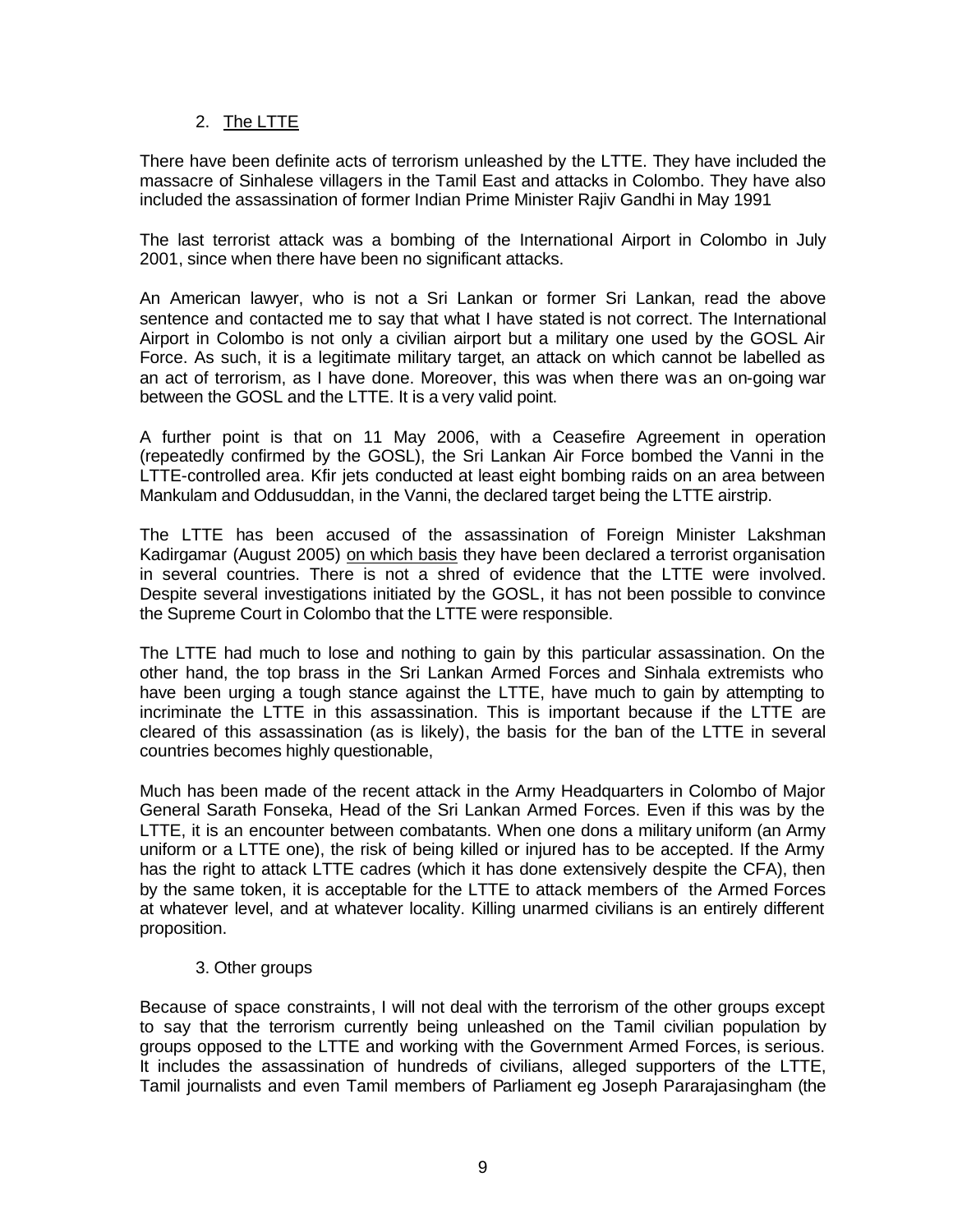## 2. The LTTE

There have been definite acts of terrorism unleashed by the LTTE. They have included the massacre of Sinhalese villagers in the Tamil East and attacks in Colombo. They have also included the assassination of former Indian Prime Minister Rajiv Gandhi in May 1991

The last terrorist attack was a bombing of the International Airport in Colombo in July 2001, since when there have been no significant attacks.

An American lawyer, who is not a Sri Lankan or former Sri Lankan, read the above sentence and contacted me to say that what I have stated is not correct. The International Airport in Colombo is not only a civilian airport but a military one used by the GOSL Air Force. As such, it is a legitimate military target, an attack on which cannot be labelled as an act of terrorism, as I have done. Moreover, this was when there was an on-going war between the GOSL and the LTTE. It is a very valid point.

A further point is that on 11 May 2006, with a Ceasefire Agreement in operation (repeatedly confirmed by the GOSL), the Sri Lankan Air Force bombed the Vanni in the LTTE-controlled area. Kfir jets conducted at least eight bombing raids on an area between Mankulam and Oddusuddan, in the Vanni, the declared target being the LTTE airstrip.

The LTTE has been accused of the assassination of Foreign Minister Lakshman Kadirgamar (August 2005) <u>on which basis</u> they have been declared a terrorist organisation in several countries. There is not a shred of evidence that the LTTE were involved. Despite several investigations initiated by the GOSL, it has not been possible to convince the Supreme Court in Colombo that the LTTE were responsible.

The LTTE had much to lose and nothing to gain by this particular assassination. On the other hand, the top brass in the Sri Lankan Armed Forces and Sinhala extremists who have been urging a tough stance against the LTTE, have much to gain by attempting to incriminate the LTTE in this assassination. This is important because if the LTTE are cleared of this assassination (as is likely), the basis for the ban of the LTTE in several countries becomes highly questionable,

Much has been made of the recent attack in the Army Headquarters in Colombo of Major General Sarath Fonseka, Head of the Sri Lankan Armed Forces. Even if this was by the LTTE, it is an encounter between combatants. When one dons a military uniform (an Army uniform or a LTTE one), the risk of being killed or injured has to be accepted. If the Army has the right to attack LTTE cadres (which it has done extensively despite the CFA), then by the same token, it is acceptable for the LTTE to attack members of the Armed Forces at whatever level, and at whatever locality. Killing unarmed civilians is an entirely different proposition.

## 3. Other groups

Because of space constraints, I will not deal with the terrorism of the other groups except to say that the terrorism currently being unleashed on the Tamil civilian population by groups opposed to the LTTE and working with the Government Armed Forces, is serious. It includes the assassination of hundreds of civilians, alleged supporters of the LTTE, Tamil journalists and even Tamil members of Parliament eg Joseph Pararajasingham (the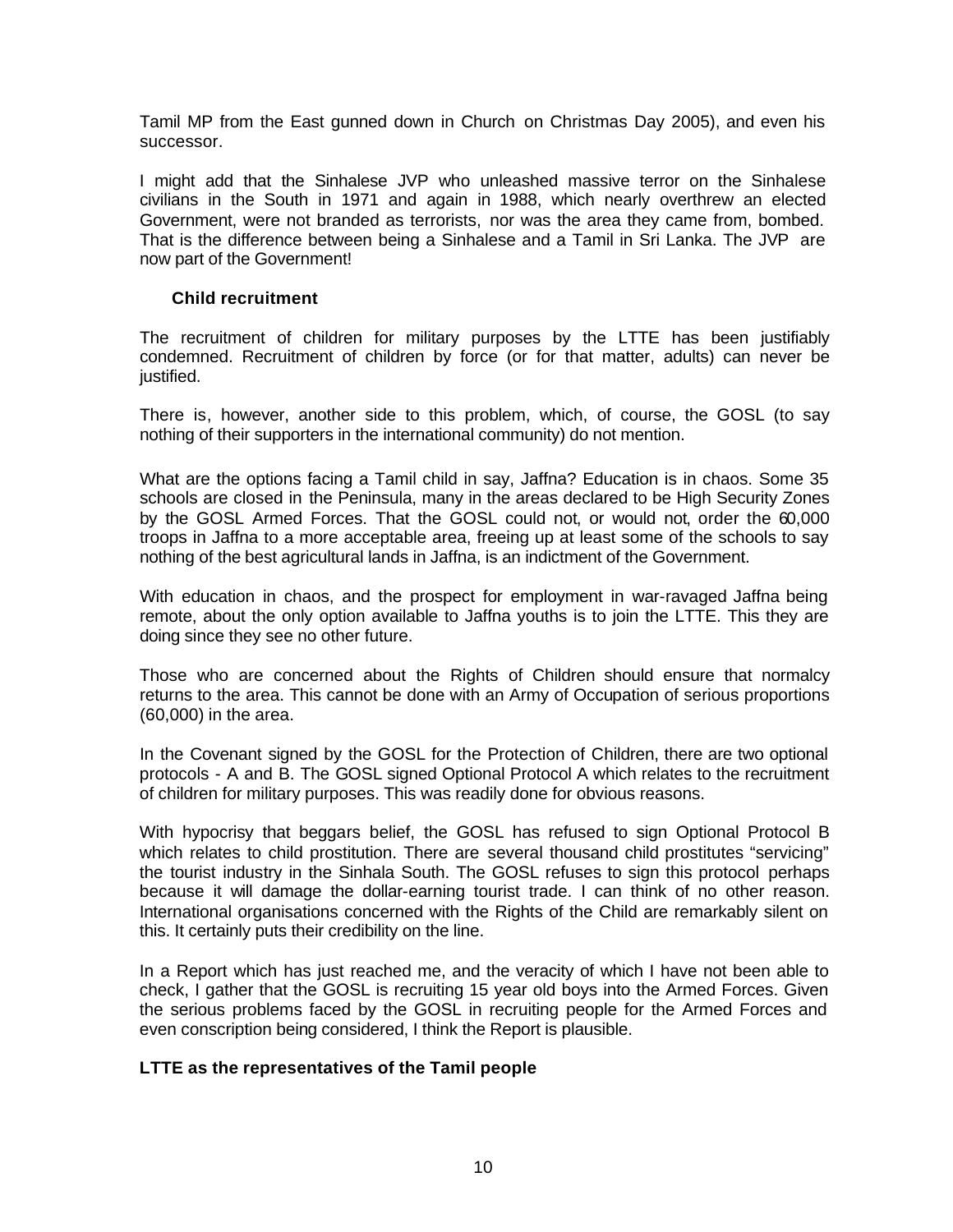Tamil MP from the East gunned down in Church on Christmas Day 2005), and even his successor.

I might add that the Sinhalese JVP who unleashed massive terror on the Sinhalese civilians in the South in 1971 and again in 1988, which nearly overthrew an elected Government, were not branded as terrorists, nor was the area they came from, bombed. That is the difference between being a Sinhalese and a Tamil in Sri Lanka. The JVP are now part of the Government!

### Child recruitment

The recruitment of children for military purposes by the LTTE has been justifiably condemned. Recruitment of children by force (or for that matter, adults) can never be justified.

There is, however, another side to this problem, which, of course, the GOSL (to say nothing of their supporters in the international community) do not mention.

What are the options facing a Tamil child in say, Jaffna? Education is in chaos. Some 35 schools are closed in the Peninsula, many in the areas declared to be High Security Zones by the GOSL Armed Forces. That the GOSL could not, or would not, order the 60,000 troops in Jaffna to a more acceptable area, freeing up at least some of the schools to say nothing of the best agricultural lands in Jaffna, is an indictment of the Government.

With education in chaos, and the prospect for employment in war-ravaged Jaffna being remote, about the only option available to Jaffna youths is to join the LTTE. This they are doing since they see no other future.

Those who are concerned about the Rights of Children should ensure that normalcy returns to the area. This cannot be done with an Army of Occupation of serious proportions (60,000) in the area.

In the Covenant signed by the GOSL for the Protection of Children, there are two optional protocols - A and B. The GOSL signed Optional Protocol A which relates to the recruitment of children for military purposes. This was readily done for obvious reasons.

With hypocrisy that beggars belief, the GOSL has refused to sign Optional Protocol B which relates to child prostitution. There are several thousand child prostitutes "servicing" the tourist industry in the Sinhala South. The GOSL refuses to sign this protocol perhaps because it will damage the dollar-earning tourist trade. I can think of no other reason. International organisations concerned with the Rights of the Child are remarkably silent on this. It certainly puts their credibility on the line.

In a Report which has just reached me, and the veracity of which I have not been able to check, I gather that the GOSL is recruiting 15 year old boys into the Armed Forces. Given the serious problems faced by the GOSL in recruiting people for the Armed Forces and even conscription being considered, I think the Report is plausible.

### LTTE as the representatives of the Tamil people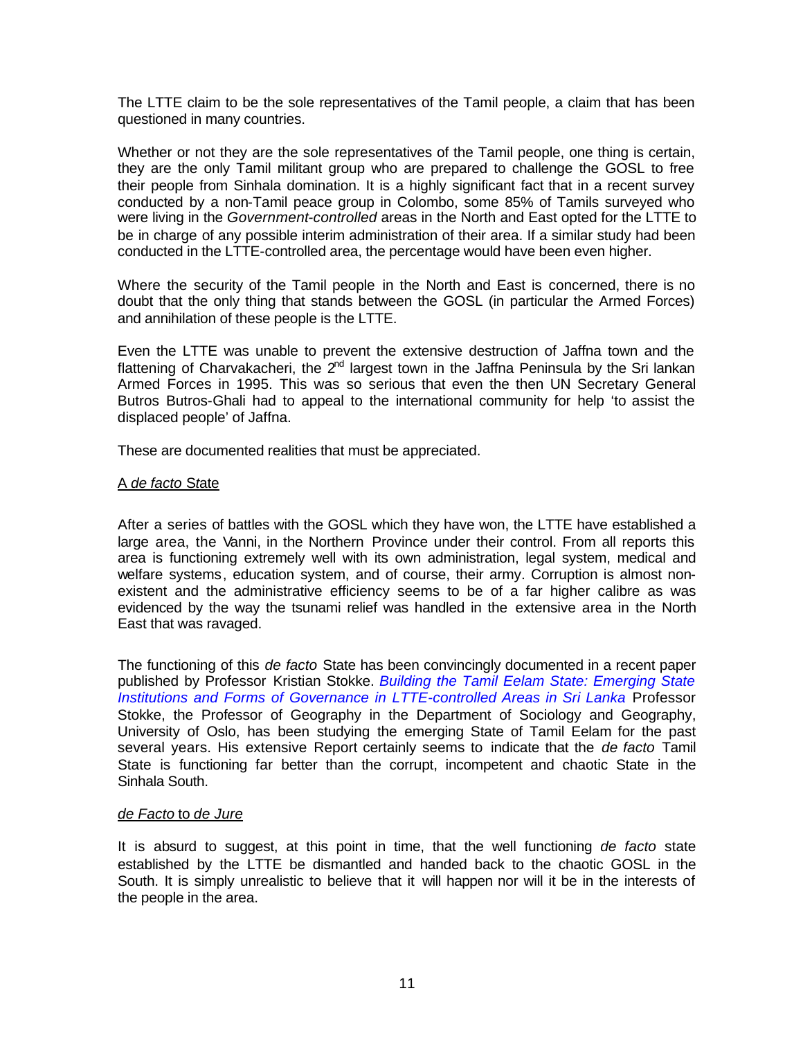The LTTE claim to be the sole representatives of the Tamil people, a claim that has been questioned in many countries.

Whether or not they are the sole representatives of the Tamil people, one thing is certain, they are the only Tamil militant group who are prepared to challenge the GOSL to free their people from Sinhala domination. It is a highly significant fact that in a recent survey conducted by a non-Tamil peace group in Colombo, some 85% of Tamils surveyed who were living in the *Government-controlled* areas in the North and East opted for the LTTE to be in charge of any possible interim administration of their area. If a similar study had been conducted in the LTTE-controlled area, the percentage would have been even higher.

Where the security of the Tamil people in the North and East is concerned, there is no doubt that the only thing that stands between the GOSL (in particular the Armed Forces) and annihilation of these people is the LTTE.

Even the LTTE was unable to prevent the extensive destruction of Jaffna town and the flattening of Charvakacheri, the 2nd largest town in the Jaffna Peninsula by the Sri lankan Armed Forces in 1995. This was so serious that even the then UN Secretary General Butros Butros-Ghali had to appeal to the international community for help 'to assist the displaced people' of Jaffna.

These are documented realities that must be appreciated.

## A *de facto* State

After a series of battles with the GOSL which they have won, the LTTE have established a large area, the Vanni, in the Northern Province under their control. From all reports this area is functioning extremely well with its own administration, legal system, medical and welfare systems, education system, and of course, their army. Corruption is almost non-existent and the administrative efficiency seems to be of a far higher calibre as was evidenced by the way the tsunami relief was handled in the extensive area in the North East that was ravaged.

The functioning of this *de facto* State has been convincingly documented in a recent paper published by Professor Kristian Stokke. *Building the Tamil Eelam State: Emerging State Institutions and Forms of Governance in LTTE-controlled Areas in Sri Lanka* Professor Stokke, the Professor of Geography in the Department of Sociology and Geography, University of Oslo, has been studying the emerging State of Tamil Eelam for the past several years. His extensive Report certainly seems to indicate that the *de facto* Tamil State is functioning far better than the corrupt, incompetent and chaotic State in the Sinhala South.

## *de Facto* to *de Jure*

It is absurd to suggest, at this point in time, that the well functioning *de facto* state established by the LTTE be dismantled and handed back to the chaotic GOSL in the South. It is simply unrealistic to believe that it will happen nor will it be in the interests of the people in the area.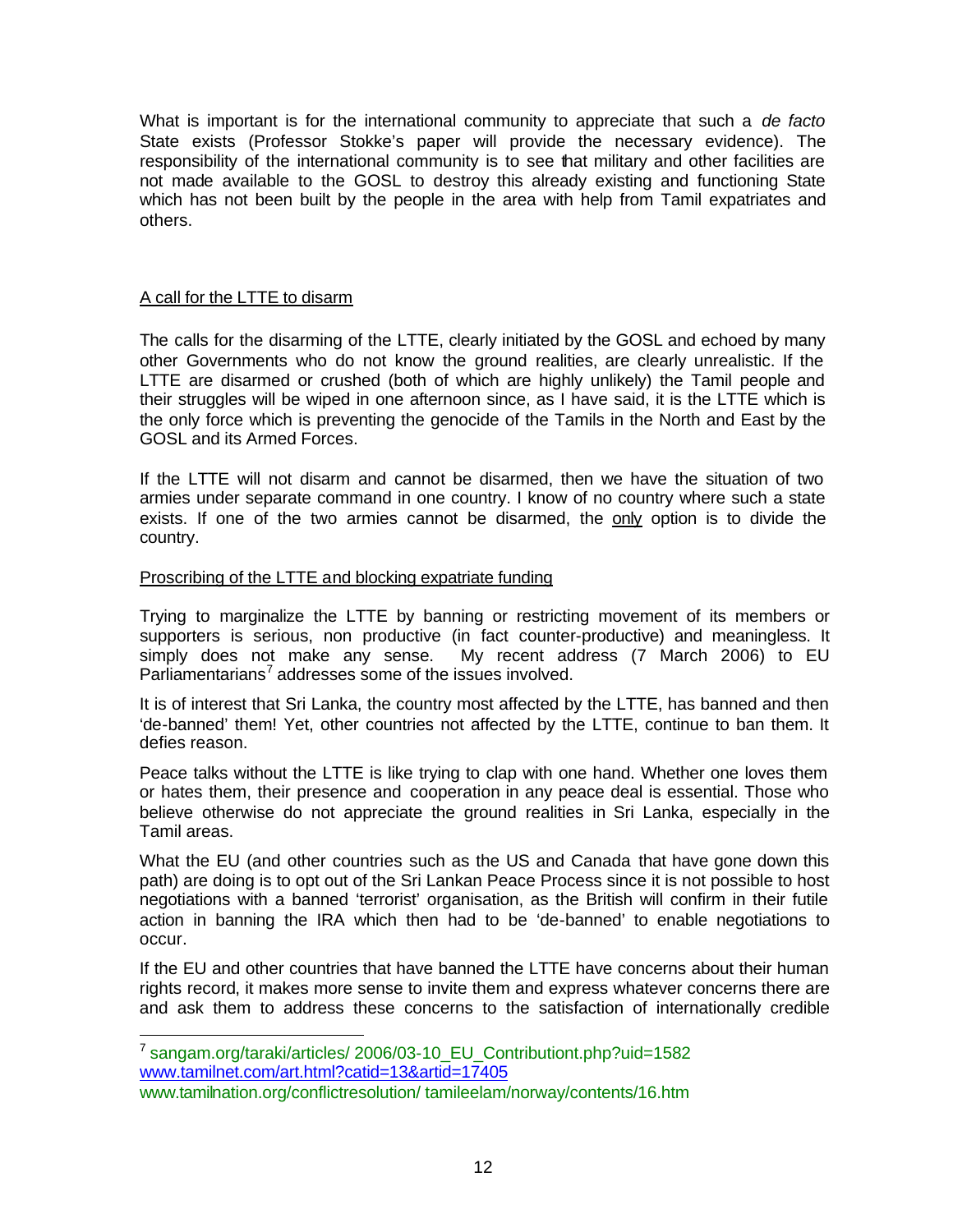What is important is for the international community to appreciate that such a *de facto* State exists (Professor Stokke's paper will provide the necessary evidence). The responsibility of the international community is to see that military and other facilities are not made available to the GOSL to destroy this already existing and functioning State which has not been built by the people in the area with help from Tamil expatriates and others.

<u>A call for the LTTE to disarm</u>

The calls for the disarming of the LTTE, clearly initiated by the GOSL and echoed by many other Governments who do not know the ground realities, are clearly unrealistic. If the LTTE are disarmed or crushed (both of which are highly unlikely) the Tamil people and their struggles will be wiped in one afternoon since, as I have said, it is the LTTE which is the only force which is preventing the genocide of the Tamils in the North and East by the GOSL and its Armed Forces.

If the LTTE will not disarm and cannot be disarmed, then we have the situation of two armies under separate command in one country. I know of no country where such a state exists. If one of the two armies cannot be disarmed, the <u>only</u> option is to divide the country.

<u>Proscribing of the LTTE and blocking expatriate funding</u>

Trying to marginalize the LTTE by banning or restricting movement of its members or supporters is serious, non productive (in fact counter-productive) and meaningless. It simply does not make any sense. My recent address (7 March 2006) to EU Parliamentarians[7] addresses some of the issues involved.

It is of interest that Sri Lanka, the country most affected by the LTTE, has banned and then 'de-banned' them! Yet, other countries not affected by the LTTE, continue to ban them. It defies reason.

Peace talks without the LTTE is like trying to clap with one hand. Whether one loves them or hates them, their presence and cooperation in any peace deal is essential. Those who believe otherwise do not appreciate the ground realities in Sri Lanka, especially in the Tamil areas.

What the EU (and other countries such as the US and Canada that have gone down this path) are doing is to opt out of the Sri Lankan Peace Process since it is not possible to host negotiations with a banned 'terrorist' organisation, as the British will confirm in their futile action in banning the IRA which then had to be 'de-banned' to enable negotiations to occur.

If the EU and other countries that have banned the LTTE have concerns about their human rights record, it makes more sense to invite them and express whatever concerns there are and ask them to address these concerns to the satisfaction of internationally credible

---

[7] sangam.org/taraki/articles/ 2006/03-10_EU_Contributiont.php?uid=1582
www.tamilnet.com/art.html?catid=13&artid=17405
www.tamilnation.org/conflictresolution/ tamileelam/norway/contents/16.htm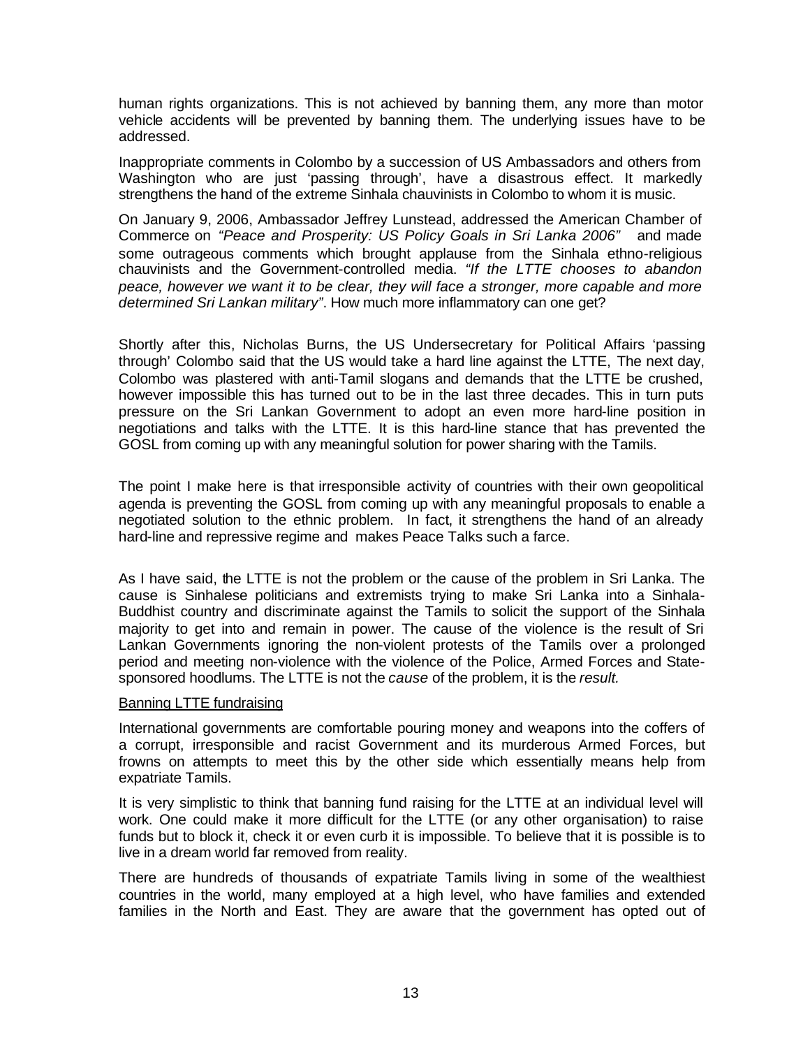human rights organizations. This is not achieved by banning them, any more than motor vehicle accidents will be prevented by banning them. The underlying issues have to be addressed.

Inappropriate comments in Colombo by a succession of US Ambassadors and others from Washington who are just 'passing through', have a disastrous effect. It markedly strengthens the hand of the extreme Sinhala chauvinists in Colombo to whom it is music.

On January 9, 2006, Ambassador Jeffrey Lunstead, addressed the American Chamber of Commerce on *"Peace and Prosperity: US Policy Goals in Sri Lanka 2006"* and made some outrageous comments which brought applause from the Sinhala ethno-religious chauvinists and the Government-controlled media. *"If the LTTE chooses to abandon peace, however we want it to be clear, they will face a stronger, more capable and more determined Sri Lankan military"*. How much more inflammatory can one get?

Shortly after this, Nicholas Burns, the US Undersecretary for Political Affairs 'passing through' Colombo said that the US would take a hard line against the LTTE, The next day, Colombo was plastered with anti-Tamil slogans and demands that the LTTE be crushed, however impossible this has turned out to be in the last three decades. This in turn puts pressure on the Sri Lankan Government to adopt an even more hard-line position in negotiations and talks with the LTTE. It is this hard-line stance that has prevented the GOSL from coming up with any meaningful solution for power sharing with the Tamils.

The point I make here is that irresponsible activity of countries with their own geopolitical agenda is preventing the GOSL from coming up with any meaningful proposals to enable a negotiated solution to the ethnic problem. In fact, it strengthens the hand of an already hard-line and repressive regime and makes Peace Talks such a farce.

As I have said, the LTTE is not the problem or the cause of the problem in Sri Lanka. The cause is Sinhalese politicians and extremists trying to make Sri Lanka into a Sinhala-Buddhist country and discriminate against the Tamils to solicit the support of the Sinhala majority to get into and remain in power. The cause of the violence is the result of Sri Lankan Governments ignoring the non-violent protests of the Tamils over a prolonged period and meeting non-violence with the violence of the Police, Armed Forces and State-sponsored hoodlums. The LTTE is not the *cause* of the problem, it is the *result.*

<u>Banning LTTE fundraising</u>

International governments are comfortable pouring money and weapons into the coffers of a corrupt, irresponsible and racist Government and its murderous Armed Forces, but frowns on attempts to meet this by the other side which essentially means help from expatriate Tamils.

It is very simplistic to think that banning fund raising for the LTTE at an individual level will work. One could make it more difficult for the LTTE (or any other organisation) to raise funds but to block it, check it or even curb it is impossible. To believe that it is possible is to live in a dream world far removed from reality.

There are hundreds of thousands of expatriate Tamils living in some of the wealthiest countries in the world, many employed at a high level, who have families and extended families in the North and East. They are aware that the government has opted out of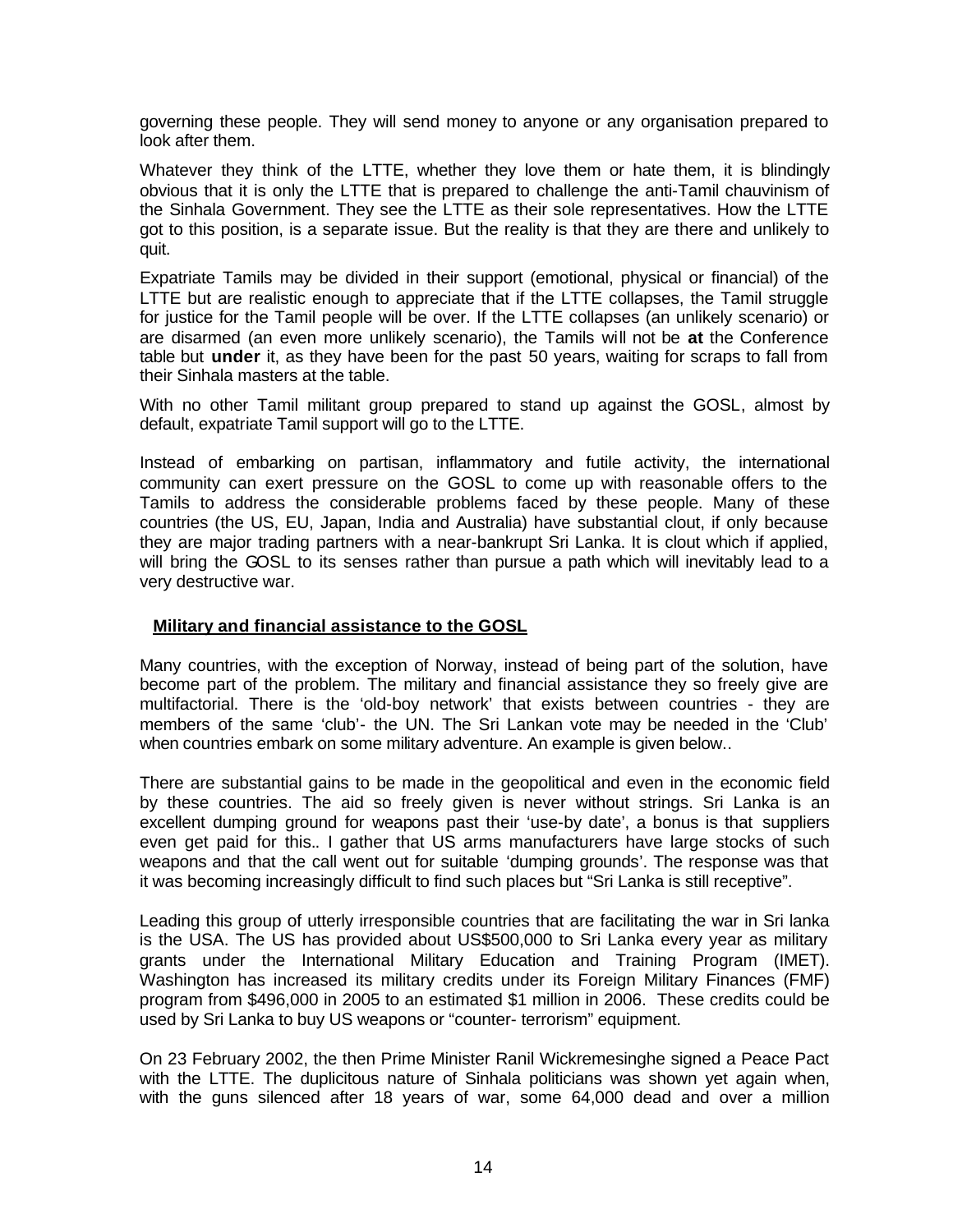governing these people. They will send money to anyone or any organisation prepared to look after them.

Whatever they think of the LTTE, whether they love them or hate them, it is blindingly obvious that it is only the LTTE that is prepared to challenge the anti-Tamil chauvinism of the Sinhala Government. They see the LTTE as their sole representatives. How the LTTE got to this position, is a separate issue. But the reality is that they are there and unlikely to quit.

Expatriate Tamils may be divided in their support (emotional, physical or financial) of the LTTE but are realistic enough to appreciate that if the LTTE collapses, the Tamil struggle for justice for the Tamil people will be over. If the LTTE collapses (an unlikely scenario) or are disarmed (an even more unlikely scenario), the Tamils will not be **at** the Conference table but **under** it, as they have been for the past 50 years, waiting for scraps to fall from their Sinhala masters at the table.

With no other Tamil militant group prepared to stand up against the GOSL, almost by default, expatriate Tamil support will go to the LTTE.

Instead of embarking on partisan, inflammatory and futile activity, the international community can exert pressure on the GOSL to come up with reasonable offers to the Tamils to address the considerable problems faced by these people. Many of these countries (the US, EU, Japan, India and Australia) have substantial clout, if only because they are major trading partners with a near-bankrupt Sri Lanka. It is clout which if applied, will bring the GOSL to its senses rather than pursue a path which will inevitably lead to a very destructive war.

**Military and financial assistance to the GOSL**

Many countries, with the exception of Norway, instead of being part of the solution, have become part of the problem. The military and financial assistance they so freely give are multifactorial. There is the 'old-boy network' that exists between countries - they are members of the same 'club'- the UN. The Sri Lankan vote may be needed in the 'Club' when countries embark on some military adventure. An example is given below..

There are substantial gains to be made in the geopolitical and even in the economic field by these countries. The aid so freely given is never without strings. Sri Lanka is an excellent dumping ground for weapons past their 'use-by date', a bonus is that suppliers even get paid for this.. I gather that US arms manufacturers have large stocks of such weapons and that the call went out for suitable 'dumping grounds'. The response was that it was becoming increasingly difficult to find such places but "Sri Lanka is still receptive".

Leading this group of utterly irresponsible countries that are facilitating the war in Sri lanka is the USA. The US has provided about US$500,000 to Sri Lanka every year as military grants under the International Military Education and Training Program (IMET). Washington has increased its military credits under its Foreign Military Finances (FMF) program from $496,000 in 2005 to an estimated $1 million in 2006. These credits could be used by Sri Lanka to buy US weapons or "counter- terrorism" equipment.

On 23 February 2002, the then Prime Minister Ranil Wickremesinghe signed a Peace Pact with the LTTE. The duplicitous nature of Sinhala politicians was shown yet again when, with the guns silenced after 18 years of war, some 64,000 dead and over a million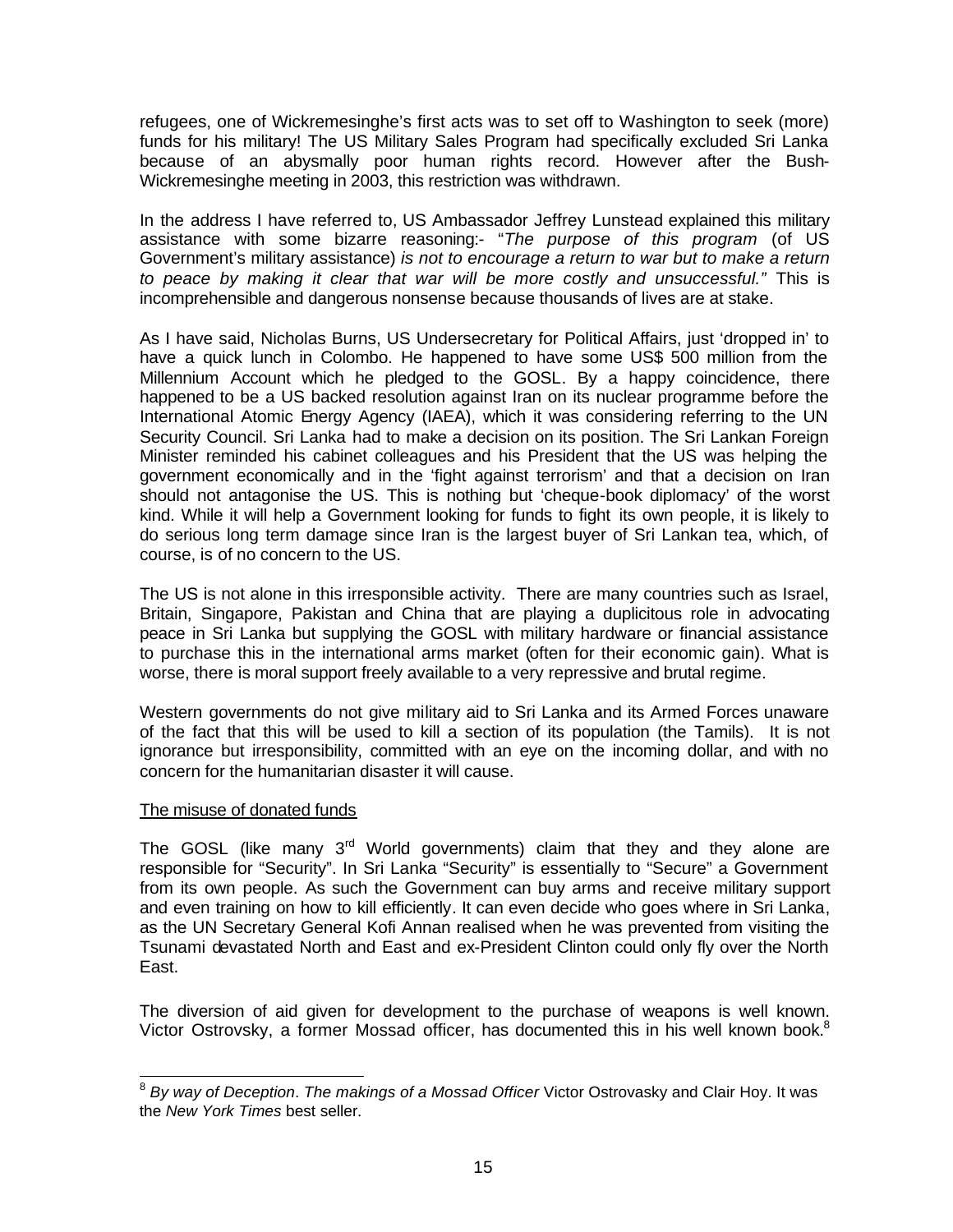refugees, one of Wickremesinghe's first acts was to set off to Washington to seek (more) funds for his military! The US Military Sales Program had specifically excluded Sri Lanka because of an abysmally poor human rights record. However after the Bush-Wickremesinghe meeting in 2003, this restriction was withdrawn.

In the address I have referred to, US Ambassador Jeffrey Lunstead explained this military assistance with some bizarre reasoning:- "*The purpose of this program* (of US Government's military assistance) *is not to encourage a return to war but to make a return to peace by making it clear that war will be more costly and unsuccessful."* This is incomprehensible and dangerous nonsense because thousands of lives are at stake.

As I have said, Nicholas Burns, US Undersecretary for Political Affairs, just 'dropped in' to have a quick lunch in Colombo. He happened to have some US$ 500 million from the Millennium Account which he pledged to the GOSL. By a happy coincidence, there happened to be a US backed resolution against Iran on its nuclear programme before the International Atomic Energy Agency (IAEA), which it was considering referring to the UN Security Council. Sri Lanka had to make a decision on its position. The Sri Lankan Foreign Minister reminded his cabinet colleagues and his President that the US was helping the government economically and in the 'fight against terrorism' and that a decision on Iran should not antagonise the US. This is nothing but 'cheque-book diplomacy' of the worst kind. While it will help a Government looking for funds to fight its own people, it is likely to do serious long term damage since Iran is the largest buyer of Sri Lankan tea, which, of course, is of no concern to the US.

The US is not alone in this irresponsible activity. There are many countries such as Israel, Britain, Singapore, Pakistan and China that are playing a duplicitous role in advocating peace in Sri Lanka but supplying the GOSL with military hardware or financial assistance to purchase this in the international arms market (often for their economic gain). What is worse, there is moral support freely available to a very repressive and brutal regime.

Western governments do not give military aid to Sri Lanka and its Armed Forces unaware of the fact that this will be used to kill a section of its population (the Tamils). It is not ignorance but irresponsibility, committed with an eye on the incoming dollar, and with no concern for the humanitarian disaster it will cause.

The misuse of donated funds

The GOSL (like many 3rd World governments) claim that they and they alone are responsible for "Security". In Sri Lanka "Security" is essentially to "Secure" a Government from its own people. As such the Government can buy arms and receive military support and even training on how to kill efficiently. It can even decide who goes where in Sri Lanka, as the UN Secretary General Kofi Annan realised when he was prevented from visiting the Tsunami devastated North and East and ex-President Clinton could only fly over the North East.

The diversion of aid given for development to the purchase of weapons is well known. Victor Ostrovsky, a former Mossad officer, has documented this in his well known book.[8]

[8] *By way of Deception*. *The makings of a Mossad Officer* Victor Ostrovasky and Clair Hoy. It was the *New York Times* best seller.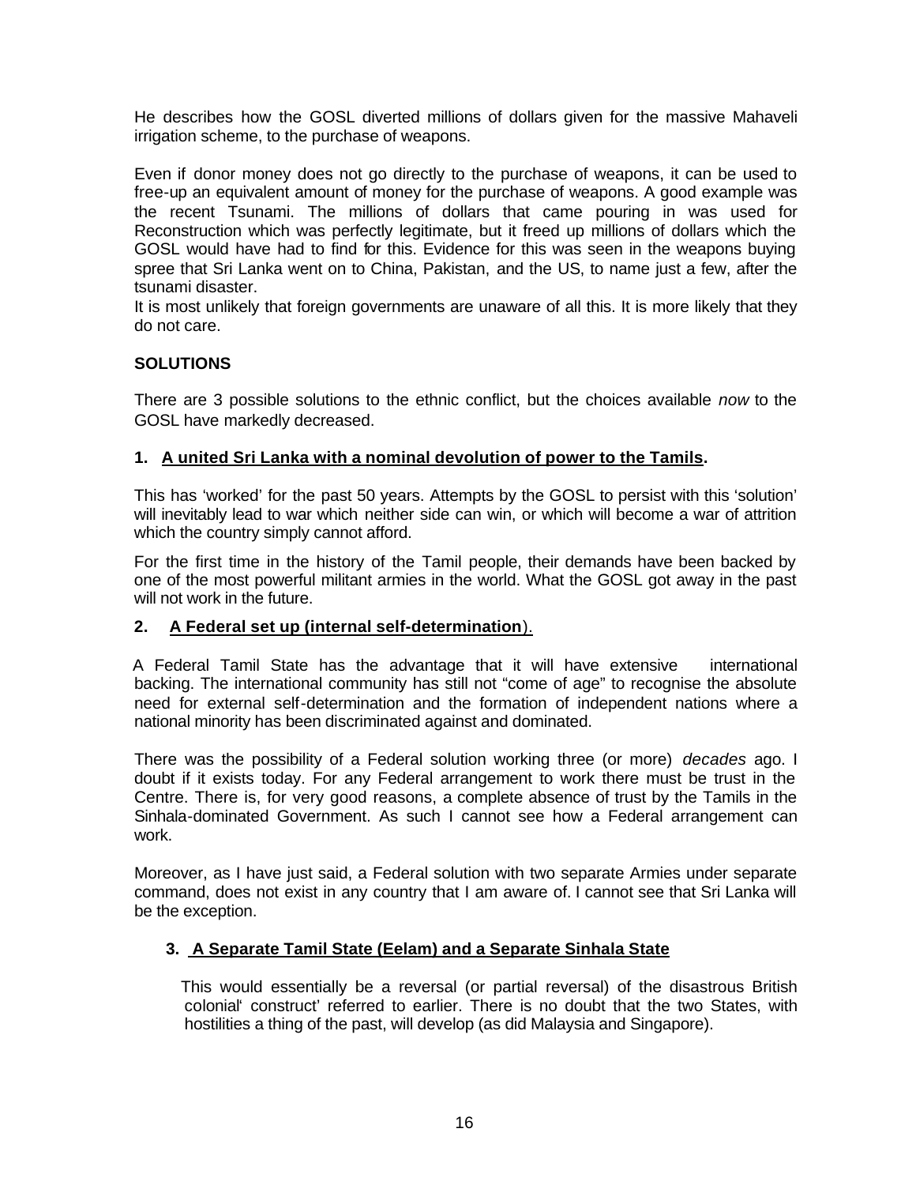He describes how the GOSL diverted millions of dollars given for the massive Mahaveli irrigation scheme, to the purchase of weapons.

Even if donor money does not go directly to the purchase of weapons, it can be used to free-up an equivalent amount of money for the purchase of weapons. A good example was the recent Tsunami. The millions of dollars that came pouring in was used for Reconstruction which was perfectly legitimate, but it freed up millions of dollars which the GOSL would have had to find for this. Evidence for this was seen in the weapons buying spree that Sri Lanka went on to China, Pakistan, and the US, to name just a few, after the tsunami disaster.

It is most unlikely that foreign governments are unaware of all this. It is more likely that they do not care.

**SOLUTIONS**

There are 3 possible solutions to the ethnic conflict, but the choices available *now* to the GOSL have markedly decreased.

**1. <u>A united Sri Lanka with a nominal devolution of power to the Tamils</u>.**

This has 'worked' for the past 50 years. Attempts by the GOSL to persist with this 'solution' will inevitably lead to war which neither side can win, or which will become a war of attrition which the country simply cannot afford.

For the first time in the history of the Tamil people, their demands have been backed by one of the most powerful militant armies in the world. What the GOSL got away in the past will not work in the future.

**2. <u>A Federal set up (internal self-determination</u>).**

A Federal Tamil State has the advantage that it will have extensive international backing. The international community has still not "come of age" to recognise the absolute need for external self-determination and the formation of independent nations where a national minority has been discriminated against and dominated.

There was the possibility of a Federal solution working three (or more) *decades* ago. I doubt if it exists today. For any Federal arrangement to work there must be trust in the Centre. There is, for very good reasons, a complete absence of trust by the Tamils in the Sinhala-dominated Government. As such I cannot see how a Federal arrangement can work.

Moreover, as I have just said, a Federal solution with two separate Armies under separate command, does not exist in any country that I am aware of. I cannot see that Sri Lanka will be the exception.

**3. <u>A Separate Tamil State (Eelam) and a Separate Sinhala State</u>**

This would essentially be a reversal (or partial reversal) of the disastrous British colonial' construct' referred to earlier. There is no doubt that the two States, with hostilities a thing of the past, will develop (as did Malaysia and Singapore).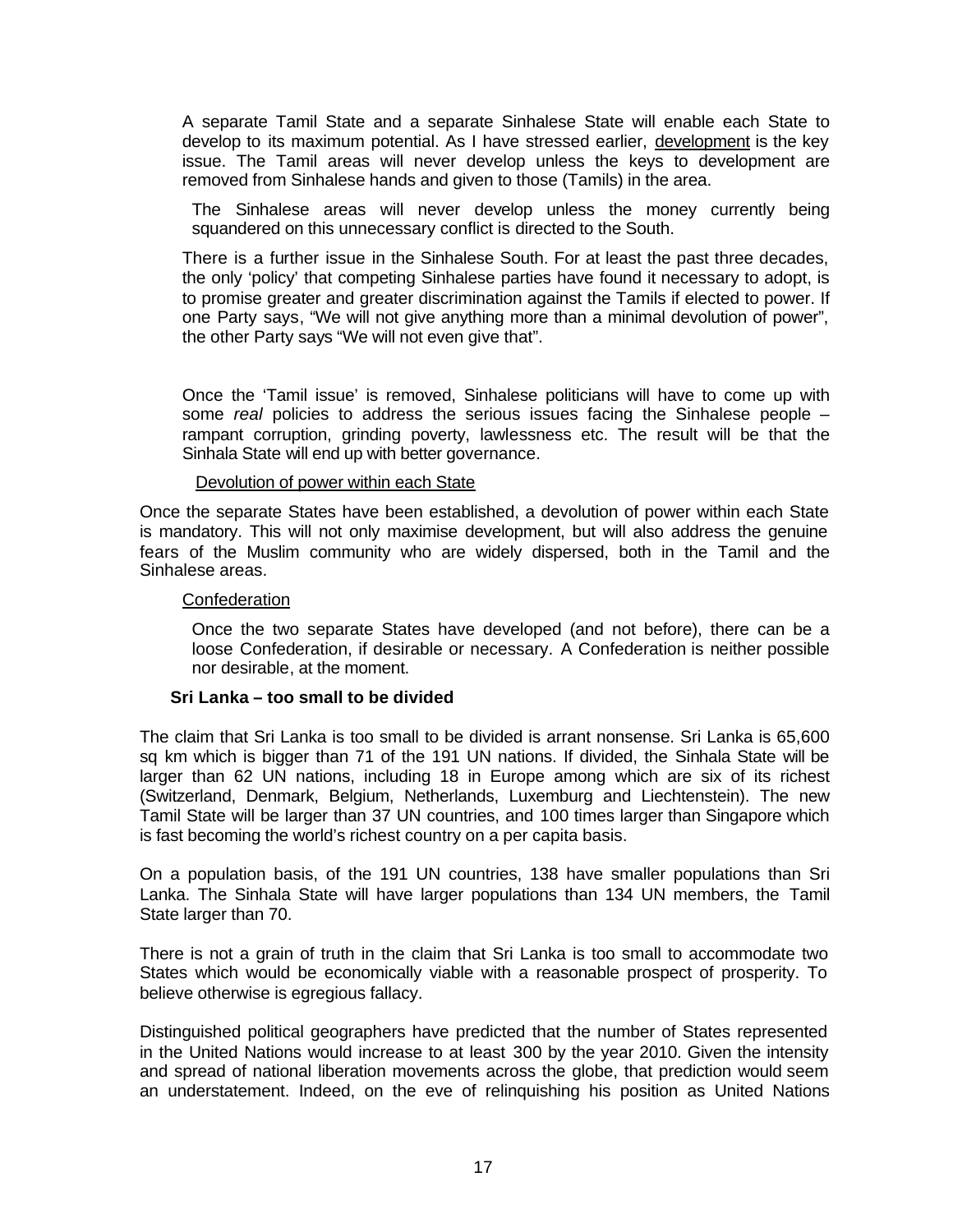A separate Tamil State and a separate Sinhalese State will enable each State to develop to its maximum potential. As I have stressed earlier, development is the key issue. The Tamil areas will never develop unless the keys to development are removed from Sinhalese hands and given to those (Tamils) in the area.

The Sinhalese areas will never develop unless the money currently being squandered on this unnecessary conflict is directed to the South.

There is a further issue in the Sinhalese South. For at least the past three decades, the only 'policy' that competing Sinhalese parties have found it necessary to adopt, is to promise greater and greater discrimination against the Tamils if elected to power. If one Party says, "We will not give anything more than a minimal devolution of power", the other Party says "We will not even give that".

Once the 'Tamil issue' is removed, Sinhalese politicians will have to come up with some *real* policies to address the serious issues facing the Sinhalese people – rampant corruption, grinding poverty, lawlessness etc. The result will be that the Sinhala State will end up with better governance.

Devolution of power within each State

Once the separate States have been established, a devolution of power within each State is mandatory. This will not only maximise development, but will also address the genuine fears of the Muslim community who are widely dispersed, both in the Tamil and the Sinhalese areas.

Confederation

Once the two separate States have developed (and not before), there can be a loose Confederation, if desirable or necessary. A Confederation is neither possible nor desirable, at the moment.

**Sri Lanka – too small to be divided**

The claim that Sri Lanka is too small to be divided is arrant nonsense. Sri Lanka is 65,600 sq km which is bigger than 71 of the 191 UN nations. If divided, the Sinhala State will be larger than 62 UN nations, including 18 in Europe among which are six of its richest (Switzerland, Denmark, Belgium, Netherlands, Luxemburg and Liechtenstein). The new Tamil State will be larger than 37 UN countries, and 100 times larger than Singapore which is fast becoming the world's richest country on a per capita basis.

On a population basis, of the 191 UN countries, 138 have smaller populations than Sri Lanka. The Sinhala State will have larger populations than 134 UN members, the Tamil State larger than 70.

There is not a grain of truth in the claim that Sri Lanka is too small to accommodate two States which would be economically viable with a reasonable prospect of prosperity. To believe otherwise is egregious fallacy.

Distinguished political geographers have predicted that the number of States represented in the United Nations would increase to at least 300 by the year 2010. Given the intensity and spread of national liberation movements across the globe, that prediction would seem an understatement. Indeed, on the eve of relinquishing his position as United Nations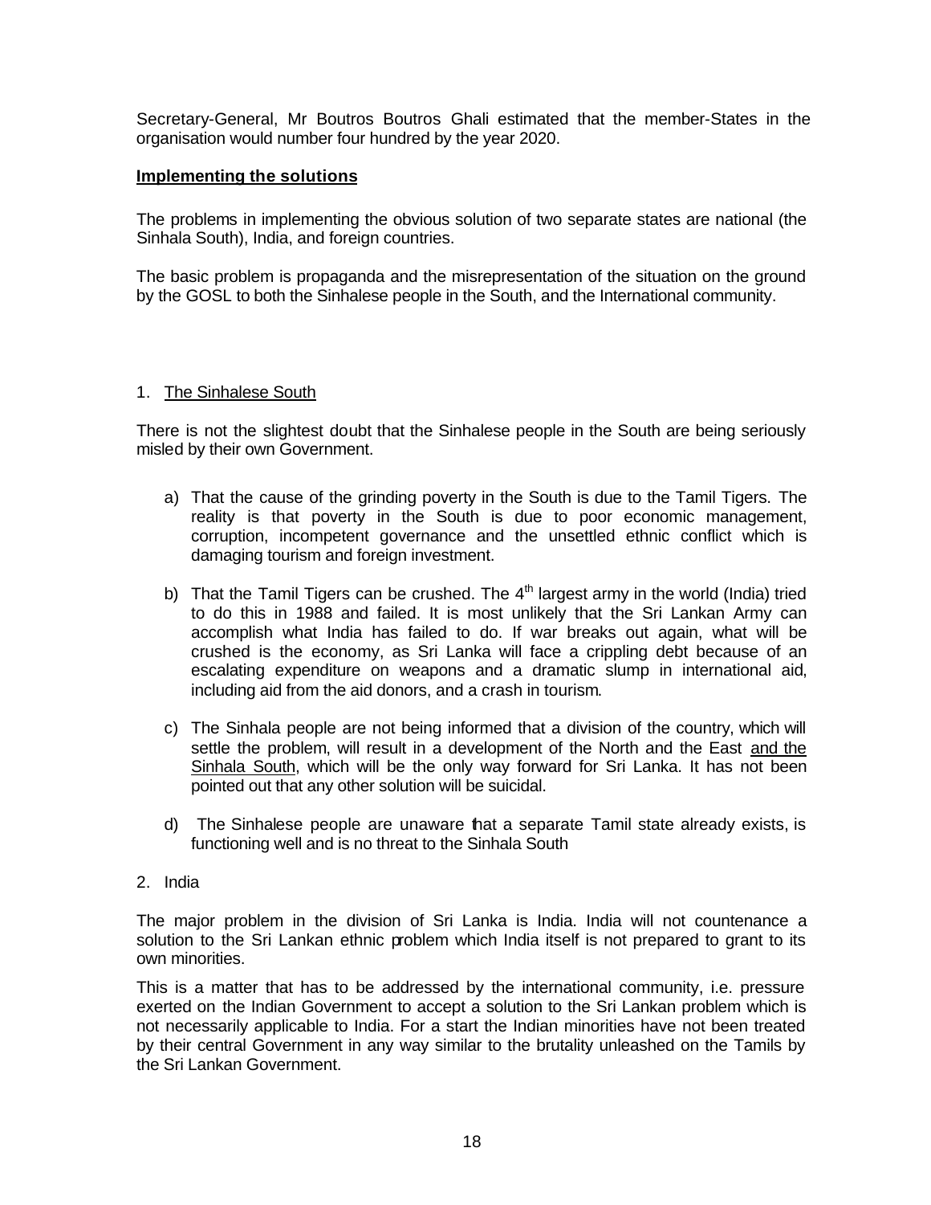Secretary-General, Mr Boutros Boutros Ghali estimated that the member-States in the organisation would number four hundred by the year 2020.

**Implementing the solutions**

The problems in implementing the obvious solution of two separate states are national (the Sinhala South), India, and foreign countries.

The basic problem is propaganda and the misrepresentation of the situation on the ground by the GOSL to both the Sinhalese people in the South, and the International community.

1. The Sinhalese South

There is not the slightest doubt that the Sinhalese people in the South are being seriously misled by their own Government.

a) That the cause of the grinding poverty in the South is due to the Tamil Tigers. The reality is that poverty in the South is due to poor economic management, corruption, incompetent governance and the unsettled ethnic conflict which is damaging tourism and foreign investment.

b) That the Tamil Tigers can be crushed. The 4th largest army in the world (India) tried to do this in 1988 and failed. It is most unlikely that the Sri Lankan Army can accomplish what India has failed to do. If war breaks out again, what will be crushed is the economy, as Sri Lanka will face a crippling debt because of an escalating expenditure on weapons and a dramatic slump in international aid, including aid from the aid donors, and a crash in tourism.

c) The Sinhala people are not being informed that a division of the country, which will settle the problem, will result in a development of the North and the East and the Sinhala South, which will be the only way forward for Sri Lanka. It has not been pointed out that any other solution will be suicidal.

d) The Sinhalese people are unaware that a separate Tamil state already exists, is functioning well and is no threat to the Sinhala South

2. India

The major problem in the division of Sri Lanka is India. India will not countenance a solution to the Sri Lankan ethnic problem which India itself is not prepared to grant to its own minorities.

This is a matter that has to be addressed by the international community, i.e. pressure exerted on the Indian Government to accept a solution to the Sri Lankan problem which is not necessarily applicable to India. For a start the Indian minorities have not been treated by their central Government in any way similar to the brutality unleashed on the Tamils by the Sri Lankan Government.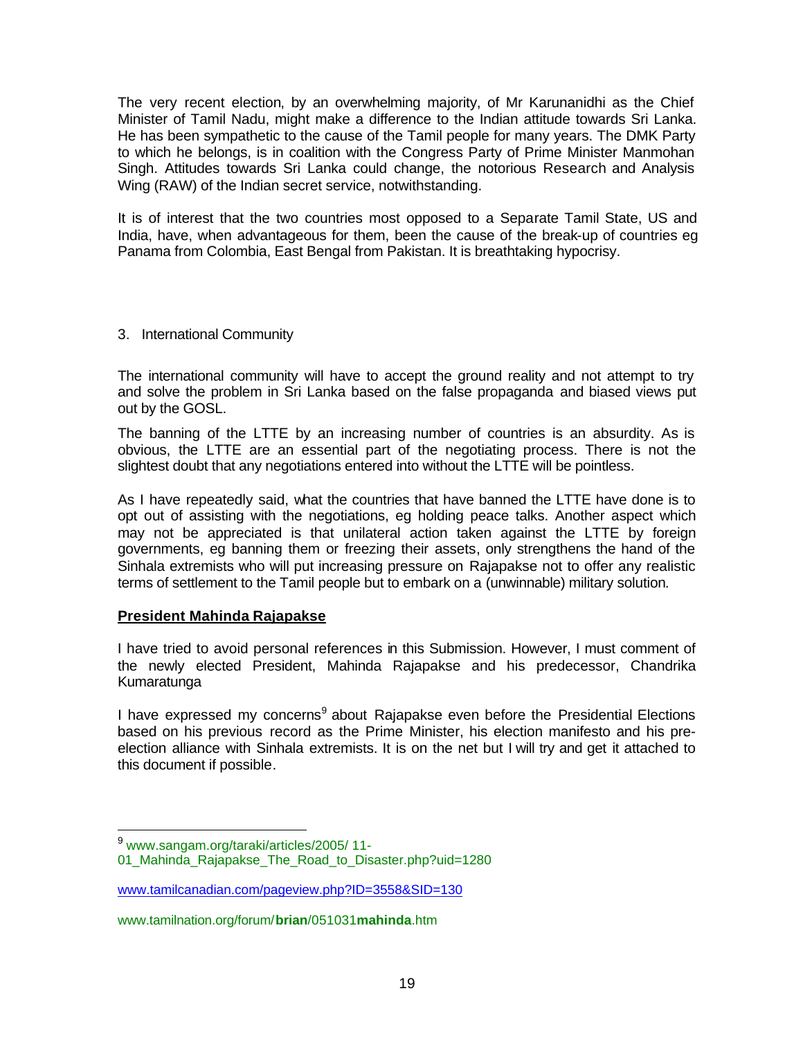The very recent election, by an overwhelming majority, of Mr Karunanidhi as the Chief Minister of Tamil Nadu, might make a difference to the Indian attitude towards Sri Lanka. He has been sympathetic to the cause of the Tamil people for many years. The DMK Party to which he belongs, is in coalition with the Congress Party of Prime Minister Manmohan Singh. Attitudes towards Sri Lanka could change, the notorious Research and Analysis Wing (RAW) of the Indian secret service, notwithstanding.

It is of interest that the two countries most opposed to a Separate Tamil State, US and India, have, when advantageous for them, been the cause of the break-up of countries eg Panama from Colombia, East Bengal from Pakistan. It is breathtaking hypocrisy.

3. International Community

The international community will have to accept the ground reality and not attempt to try and solve the problem in Sri Lanka based on the false propaganda and biased views put out by the GOSL.

The banning of the LTTE by an increasing number of countries is an absurdity. As is obvious, the LTTE are an essential part of the negotiating process. There is not the slightest doubt that any negotiations entered into without the LTTE will be pointless.

As I have repeatedly said, what the countries that have banned the LTTE have done is to opt out of assisting with the negotiations, eg holding peace talks. Another aspect which may not be appreciated is that unilateral action taken against the LTTE by foreign governments, eg banning them or freezing their assets, only strengthens the hand of the Sinhala extremists who will put increasing pressure on Rajapakse not to offer any realistic terms of settlement to the Tamil people but to embark on a (unwinnable) military solution.

**President Mahinda Rajapakse**

I have tried to avoid personal references in this Submission. However, I must comment of the newly elected President, Mahinda Rajapakse and his predecessor, Chandrika Kumaratunga

I have expressed my concerns[9] about Rajapakse even before the Presidential Elections based on his previous record as the Prime Minister, his election manifesto and his pre-election alliance with Sinhala extremists. It is on the net but I will try and get it attached to this document if possible.

---

[9] www.sangam.org/taraki/articles/2005/ 11-01_Mahinda_Rajapakse_The_Road_to_Disaster.php?uid=1280

www.tamilcanadian.com/pageview.php?ID=3558&SID=130

www.tamilnation.org/forum/**brian**/051031**mahinda**.htm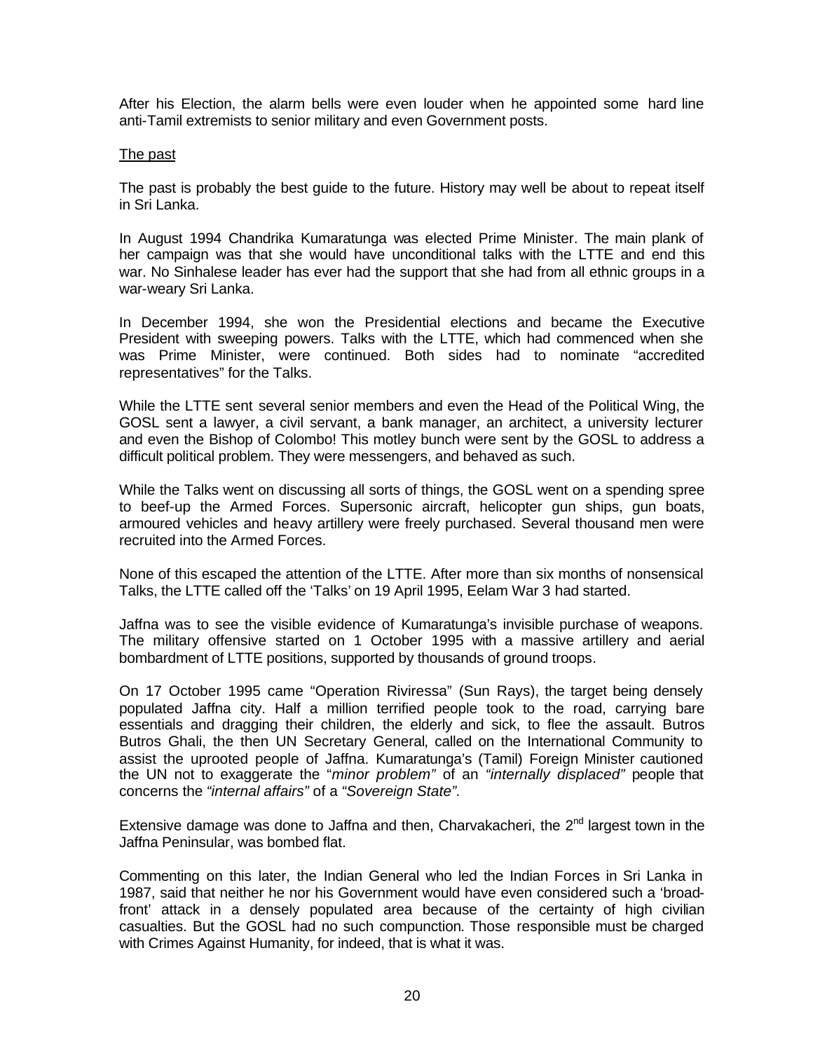After his Election, the alarm bells were even louder when he appointed some hard line anti-Tamil extremists to senior military and even Government posts.

The past

The past is probably the best guide to the future. History may well be about to repeat itself in Sri Lanka.

In August 1994 Chandrika Kumaratunga was elected Prime Minister. The main plank of her campaign was that she would have unconditional talks with the LTTE and end this war. No Sinhalese leader has ever had the support that she had from all ethnic groups in a war-weary Sri Lanka.

In December 1994, she won the Presidential elections and became the Executive President with sweeping powers. Talks with the LTTE, which had commenced when she was Prime Minister, were continued. Both sides had to nominate "accredited representatives" for the Talks.

While the LTTE sent several senior members and even the Head of the Political Wing, the GOSL sent a lawyer, a civil servant, a bank manager, an architect, a university lecturer and even the Bishop of Colombo! This motley bunch were sent by the GOSL to address a difficult political problem. They were messengers, and behaved as such.

While the Talks went on discussing all sorts of things, the GOSL went on a spending spree to beef-up the Armed Forces. Supersonic aircraft, helicopter gun ships, gun boats, armoured vehicles and heavy artillery were freely purchased. Several thousand men were recruited into the Armed Forces.

None of this escaped the attention of the LTTE. After more than six months of nonsensical Talks, the LTTE called off the 'Talks' on 19 April 1995, Eelam War 3 had started.

Jaffna was to see the visible evidence of Kumaratunga's invisible purchase of weapons. The military offensive started on 1 October 1995 with a massive artillery and aerial bombardment of LTTE positions, supported by thousands of ground troops.

On 17 October 1995 came "Operation Riviressa" (Sun Rays), the target being densely populated Jaffna city. Half a million terrified people took to the road, carrying bare essentials and dragging their children, the elderly and sick, to flee the assault. Butros Butros Ghali, the then UN Secretary General, called on the International Community to assist the uprooted people of Jaffna. Kumaratunga's (Tamil) Foreign Minister cautioned the UN not to exaggerate the "*minor problem"* of an *"internally displaced"* people that concerns the *"internal affairs"* of a *"Sovereign State".*

Extensive damage was done to Jaffna and then, Charvakacheri, the 2nd largest town in the Jaffna Peninsular, was bombed flat.

Commenting on this later, the Indian General who led the Indian Forces in Sri Lanka in 1987, said that neither he nor his Government would have even considered such a 'broad-front' attack in a densely populated area because of the certainty of high civilian casualties. But the GOSL had no such compunction. Those responsible must be charged with Crimes Against Humanity, for indeed, that is what it was.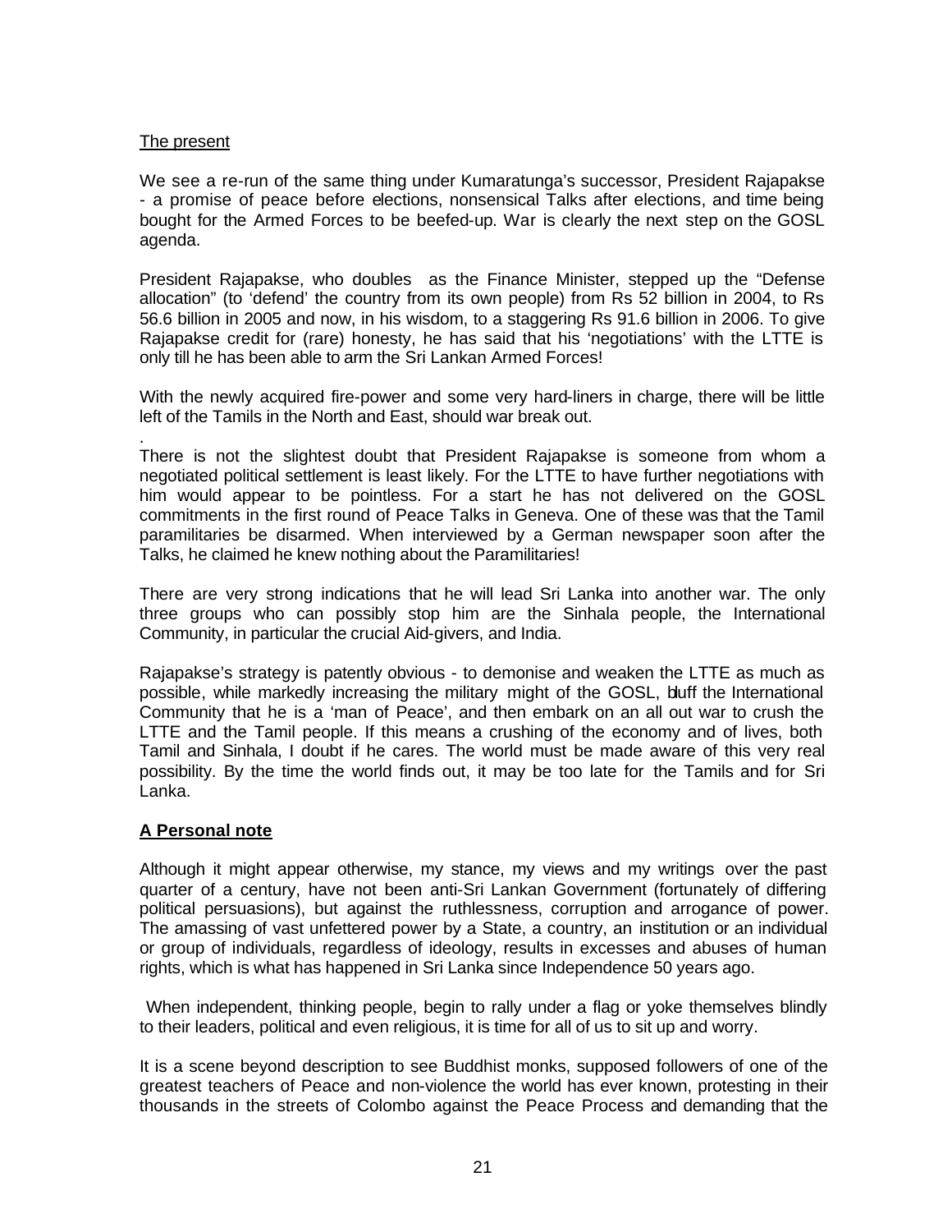The present

We see a re-run of the same thing under Kumaratunga's successor, President Rajapakse - a promise of peace before elections, nonsensical Talks after elections, and time being bought for the Armed Forces to be beefed-up. War is clearly the next step on the GOSL agenda.

President Rajapakse, who doubles as the Finance Minister, stepped up the "Defense allocation" (to 'defend' the country from its own people) from Rs 52 billion in 2004, to Rs 56.6 billion in 2005 and now, in his wisdom, to a staggering Rs 91.6 billion in 2006. To give Rajapakse credit for (rare) honesty, he has said that his 'negotiations' with the LTTE is only till he has been able to arm the Sri Lankan Armed Forces!

With the newly acquired fire-power and some very hard-liners in charge, there will be little left of the Tamils in the North and East, should war break out.

.
There is not the slightest doubt that President Rajapakse is someone from whom a negotiated political settlement is least likely. For the LTTE to have further negotiations with him would appear to be pointless. For a start he has not delivered on the GOSL commitments in the first round of Peace Talks in Geneva. One of these was that the Tamil paramilitaries be disarmed. When interviewed by a German newspaper soon after the Talks, he claimed he knew nothing about the Paramilitaries!

There are very strong indications that he will lead Sri Lanka into another war. The only three groups who can possibly stop him are the Sinhala people, the International Community, in particular the crucial Aid-givers, and India.

Rajapakse's strategy is patently obvious - to demonise and weaken the LTTE as much as possible, while markedly increasing the military might of the GOSL, bluff the International Community that he is a 'man of Peace', and then embark on an all out war to crush the LTTE and the Tamil people. If this means a crushing of the economy and of lives, both Tamil and Sinhala, I doubt if he cares. The world must be made aware of this very real possibility. By the time the world finds out, it may be too late for the Tamils and for Sri Lanka.

**A Personal note**

Although it might appear otherwise, my stance, my views and my writings over the past quarter of a century, have not been anti-Sri Lankan Government (fortunately of differing political persuasions), but against the ruthlessness, corruption and arrogance of power. The amassing of vast unfettered power by a State, a country, an institution or an individual or group of individuals, regardless of ideology, results in excesses and abuses of human rights, which is what has happened in Sri Lanka since Independence 50 years ago.

When independent, thinking people, begin to rally under a flag or yoke themselves blindly to their leaders, political and even religious, it is time for all of us to sit up and worry.

It is a scene beyond description to see Buddhist monks, supposed followers of one of the greatest teachers of Peace and non-violence the world has ever known, protesting in their thousands in the streets of Colombo against the Peace Process and demanding that the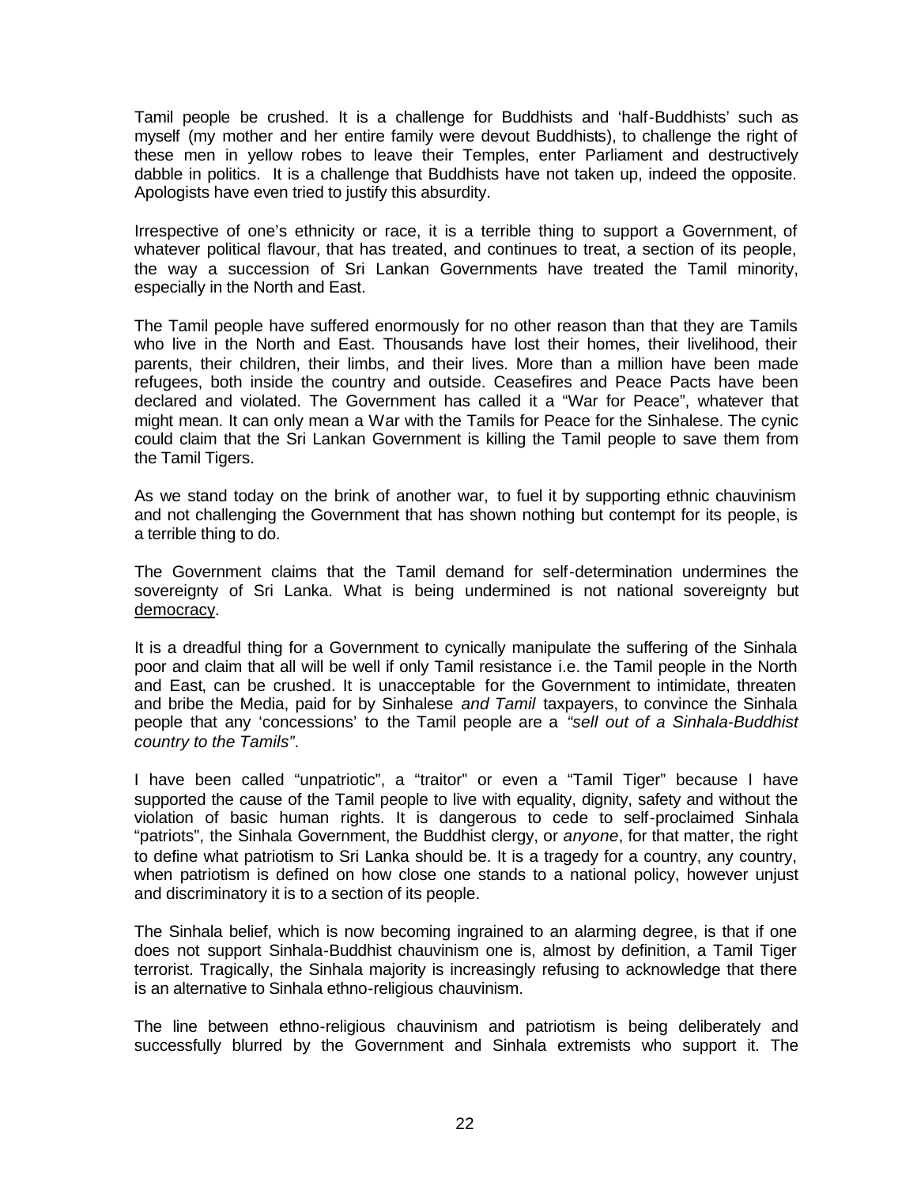Tamil people be crushed. It is a challenge for Buddhists and 'half-Buddhists' such as myself (my mother and her entire family were devout Buddhists), to challenge the right of these men in yellow robes to leave their Temples, enter Parliament and destructively dabble in politics. It is a challenge that Buddhists have not taken up, indeed the opposite. Apologists have even tried to justify this absurdity.

Irrespective of one's ethnicity or race, it is a terrible thing to support a Government, of whatever political flavour, that has treated, and continues to treat, a section of its people, the way a succession of Sri Lankan Governments have treated the Tamil minority, especially in the North and East.

The Tamil people have suffered enormously for no other reason than that they are Tamils who live in the North and East. Thousands have lost their homes, their livelihood, their parents, their children, their limbs, and their lives. More than a million have been made refugees, both inside the country and outside. Ceasefires and Peace Pacts have been declared and violated. The Government has called it a "War for Peace", whatever that might mean. It can only mean a War with the Tamils for Peace for the Sinhalese. The cynic could claim that the Sri Lankan Government is killing the Tamil people to save them from the Tamil Tigers.

As we stand today on the brink of another war, to fuel it by supporting ethnic chauvinism and not challenging the Government that has shown nothing but contempt for its people, is a terrible thing to do.

The Government claims that the Tamil demand for self-determination undermines the sovereignty of Sri Lanka. What is being undermined is not national sovereignty but democracy.

It is a dreadful thing for a Government to cynically manipulate the suffering of the Sinhala poor and claim that all will be well if only Tamil resistance i.e. the Tamil people in the North and East, can be crushed. It is unacceptable for the Government to intimidate, threaten and bribe the Media, paid for by Sinhalese *and Tamil* taxpayers, to convince the Sinhala people that any 'concessions' to the Tamil people are a *"sell out of a Sinhala-Buddhist country to the Tamils"*.

I have been called "unpatriotic", a "traitor" or even a "Tamil Tiger" because I have supported the cause of the Tamil people to live with equality, dignity, safety and without the violation of basic human rights. It is dangerous to cede to self-proclaimed Sinhala "patriots", the Sinhala Government, the Buddhist clergy, or *anyone*, for that matter, the right to define what patriotism to Sri Lanka should be. It is a tragedy for a country, any country, when patriotism is defined on how close one stands to a national policy, however unjust and discriminatory it is to a section of its people.

The Sinhala belief, which is now becoming ingrained to an alarming degree, is that if one does not support Sinhala-Buddhist chauvinism one is, almost by definition, a Tamil Tiger terrorist. Tragically, the Sinhala majority is increasingly refusing to acknowledge that there is an alternative to Sinhala ethno-religious chauvinism.

The line between ethno-religious chauvinism and patriotism is being deliberately and successfully blurred by the Government and Sinhala extremists who support it. The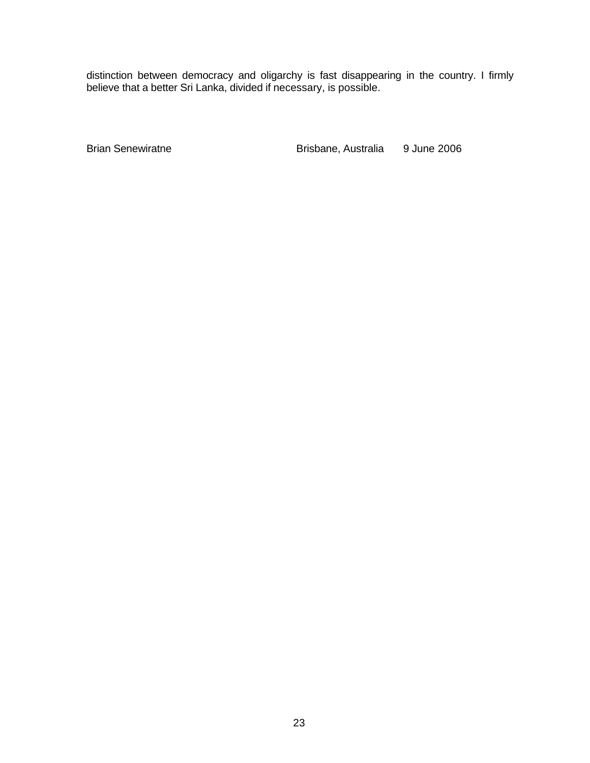distinction between democracy and oligarchy is fast disappearing in the country. I firmly believe that a better Sri Lanka, divided if necessary, is possible.

Brian Senewiratne        Brisbane, Australia        9 June 2006